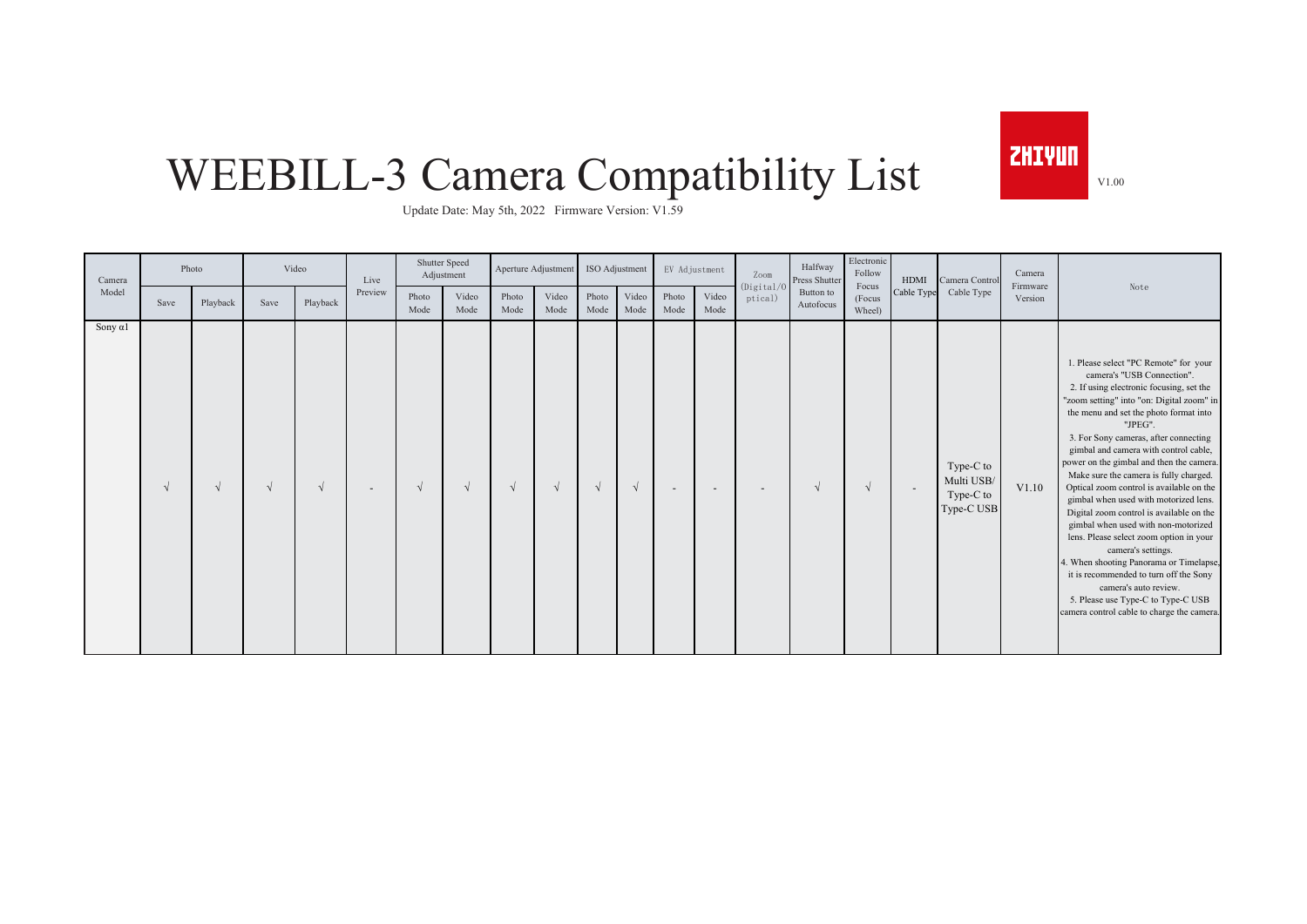# WEEBILL-3 Camera Compatibility List

ZHIYUN

V1.00

Update Date: May 5th, 2022 Firmware Version: V1.59

| Camera Model | Photo | | Video | | Live Preview | Shutter Speed Adjustment | | Aperture Adjustment | | ISO Adjustment | | EV Adjustment | | Zoom (Digital/Optical) | Halfway Press Shutter Button to Autofocus | Electronic Follow Focus (Focus Wheel) | HDMI Cable Type | Camera Control Cable Type | Camera Firmware Version | Note |
|---|---|---|---|---|---|---|---|---|---|---|---|---|---|---|---|---|---|---|---|---|
| | Save | Playback | Save | Playback | | Photo Mode | Video Mode | Photo Mode | Video Mode | Photo Mode | Video Mode | Photo Mode | Video Mode | | | | | | | |
| Sony α1 | √ | √ | √ | √ | - | √ | √ | √ | √ | √ | √ | - | - | - | √ | √ | - | Type-C to Multi USB/ Type-C to Type-C USB | V1.10 | 1. Please select "PC Remote" for your camera's "USB Connection". 2. If using electronic focusing, set the "zoom setting" into "on: Digital zoom" in the menu and set the photo format into "JPEG". 3. For Sony cameras, after connecting gimbal and camera with control cable, power on the gimbal and then the camera. Make sure the camera is fully charged. Optical zoom control is available on the gimbal when used with motorized lens. Digital zoom control is available on the gimbal when used with non-motorized lens. Please select zoom option in your camera's settings. 4. When shooting Panorama or Timelapse, it is recommended to turn off the Sony camera's auto review. 5. Please use Type-C to Type-C USB camera control cable to charge the camera. |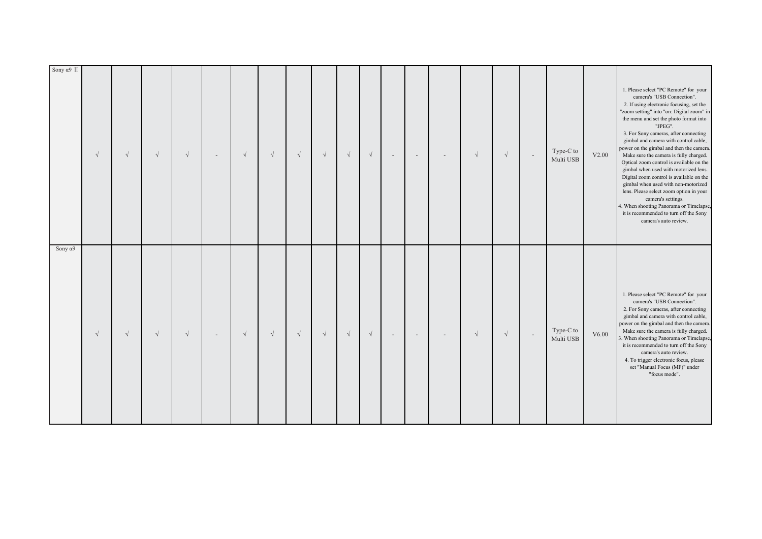| | | | | | | | | | | | | | | | | | | | | |
|---|---|---|---|---|---|---|---|---|---|---|---|---|---|---|---|---|---|---|---|---|
| Sony α9 Ⅱ | √ | √ | √ | √ | - | √ | √ | √ | √ | √ | √ | - | - | - | √ | √ | - | Type-C to Multi USB | V2.00 | 1. Please select "PC Remote" for your camera's "USB Connection".<br>2. If using electronic focusing, set the "zoom setting" into "on: Digital zoom" in the menu and set the photo format into "JPEG".<br>3. For Sony cameras, after connecting gimbal and camera with control cable, power on the gimbal and then the camera. Make sure the camera is fully charged. Optical zoom control is available on the gimbal when used with motorized lens. Digital zoom control is available on the gimbal when used with non-motorized lens. Please select zoom option in your camera's settings.<br>4. When shooting Panorama or Timelapse, it is recommended to turn off the Sony camera's auto review. |
| Sony α9 | √ | √ | √ | √ | - | √ | √ | √ | √ | √ | √ | - | - | - | √ | √ | - | Type-C to Multi USB | V6.00 | 1. Please select "PC Remote" for your camera's "USB Connection".<br>2. For Sony cameras, after connecting gimbal and camera with control cable, power on the gimbal and then the camera. Make sure the camera is fully charged.<br>3. When shooting Panorama or Timelapse, it is recommended to turn off the Sony camera's auto review.<br>4. To trigger electronic focus, please set "Manual Focus (MF)" under "focus mode". |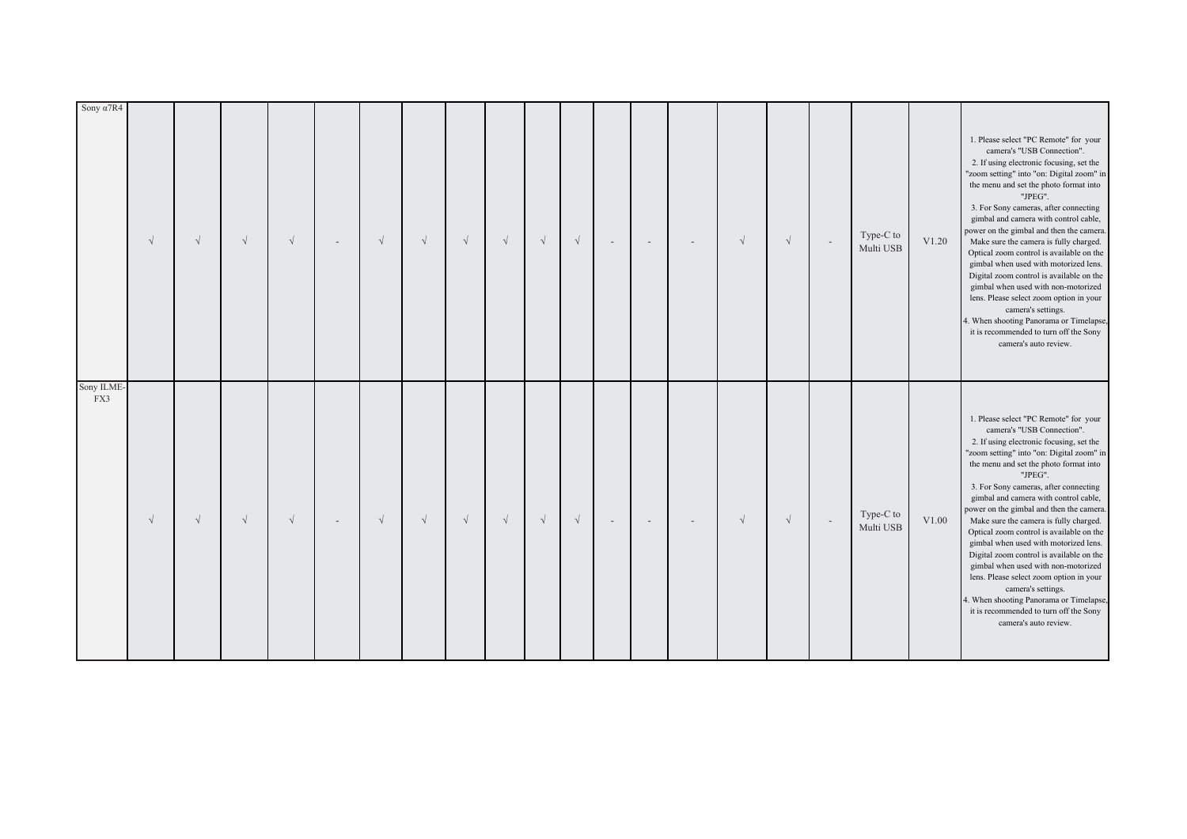| | | | | | | | | | | | | | | | | | | | |
|---|---|---|---|---|---|---|---|---|---|---|---|---|---|---|---|---|---|---|---|
| Sony α7R4 | √ | √ | √ | √ | - | √ | √ | √ | √ | √ | √ | - | - | - | √ | √ | - | Type-C to Multi USB | V1.20 | 1. Please select "PC Remote" for your camera's "USB Connection". 2. If using electronic focusing, set the "zoom setting" into "on: Digital zoom" in the menu and set the photo format into "JPEG". 3. For Sony cameras, after connecting gimbal and camera with control cable, power on the gimbal and then the camera. Make sure the camera is fully charged. Optical zoom control is available on the gimbal when used with motorized lens. Digital zoom control is available on the gimbal when used with non-motorized lens. Please select zoom option in your camera's settings. 4. When shooting Panorama or Timelapse, it is recommended to turn off the Sony camera's auto review. |
| Sony ILME-FX3 | √ | √ | √ | √ | - | √ | √ | √ | √ | √ | √ | - | - | - | √ | √ | - | Type-C to Multi USB | V1.00 | 1. Please select "PC Remote" for your camera's "USB Connection". 2. If using electronic focusing, set the "zoom setting" into "on: Digital zoom" in the menu and set the photo format into "JPEG". 3. For Sony cameras, after connecting gimbal and camera with control cable, power on the gimbal and then the camera. Make sure the camera is fully charged. Optical zoom control is available on the gimbal when used with motorized lens. Digital zoom control is available on the gimbal when used with non-motorized lens. Please select zoom option in your camera's settings. 4. When shooting Panorama or Timelapse, it is recommended to turn off the Sony camera's auto review. |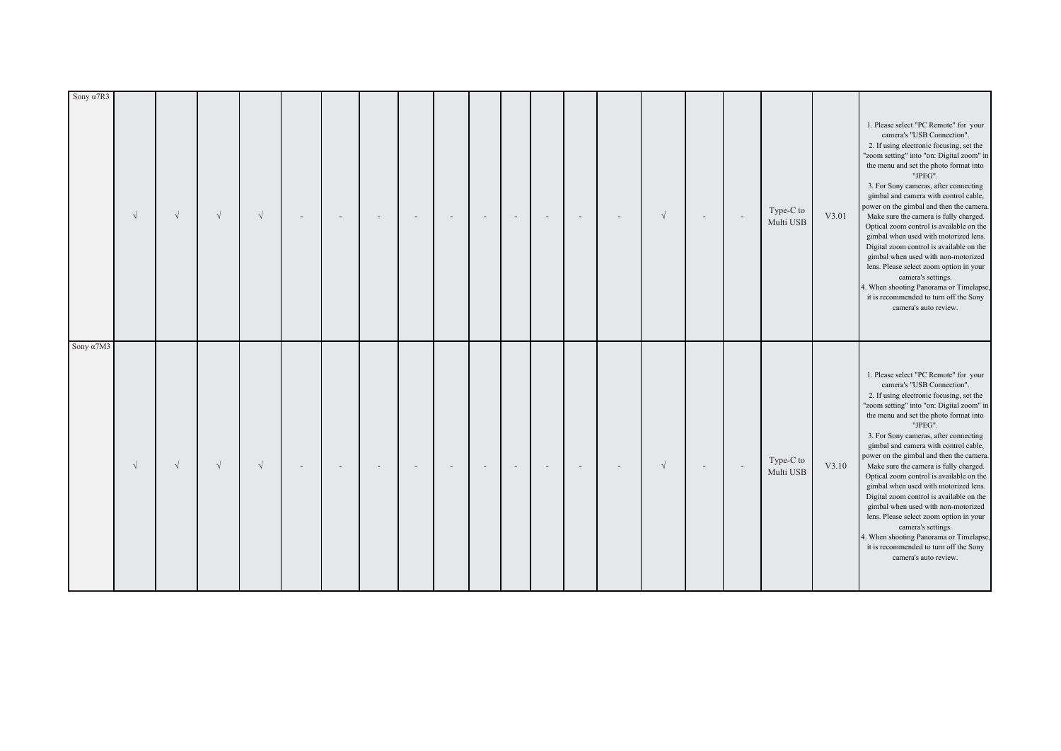| | | | | | | | | | | | | | | | | | | | |
|---|---|---|---|---|---|---|---|---|---|---|---|---|---|---|---|---|---|---|---|
| Sony α7R3 | √ | √ | √ | √ | - | - | - | - | - | - | - | - | - | - | √ | - | - | Type-C to Multi USB | V3.01 | 1. Please select "PC Remote" for your camera's "USB Connection".<br>2. If using electronic focusing, set the "zoom setting" into "on: Digital zoom" in the menu and set the photo format into "JPEG".<br>3. For Sony cameras, after connecting gimbal and camera with control cable, power on the gimbal and then the camera. Make sure the camera is fully charged. Optical zoom control is available on the gimbal when used with motorized lens. Digital zoom control is available on the gimbal when used with non-motorized lens. Please select zoom option in your camera's settings.<br>4. When shooting Panorama or Timelapse, it is recommended to turn off the Sony camera's auto review. |
| Sony α7M3 | √ | √ | √ | √ | - | - | - | - | - | - | - | - | - | - | √ | - | - | Type-C to Multi USB | V3.10 | 1. Please select "PC Remote" for your camera's "USB Connection".<br>2. If using electronic focusing, set the "zoom setting" into "on: Digital zoom" in the menu and set the photo format into "JPEG".<br>3. For Sony cameras, after connecting gimbal and camera with control cable, power on the gimbal and then the camera. Make sure the camera is fully charged. Optical zoom control is available on the gimbal when used with motorized lens. Digital zoom control is available on the gimbal when used with non-motorized lens. Please select zoom option in your camera's settings.<br>4. When shooting Panorama or Timelapse, it is recommended to turn off the Sony camera's auto review. |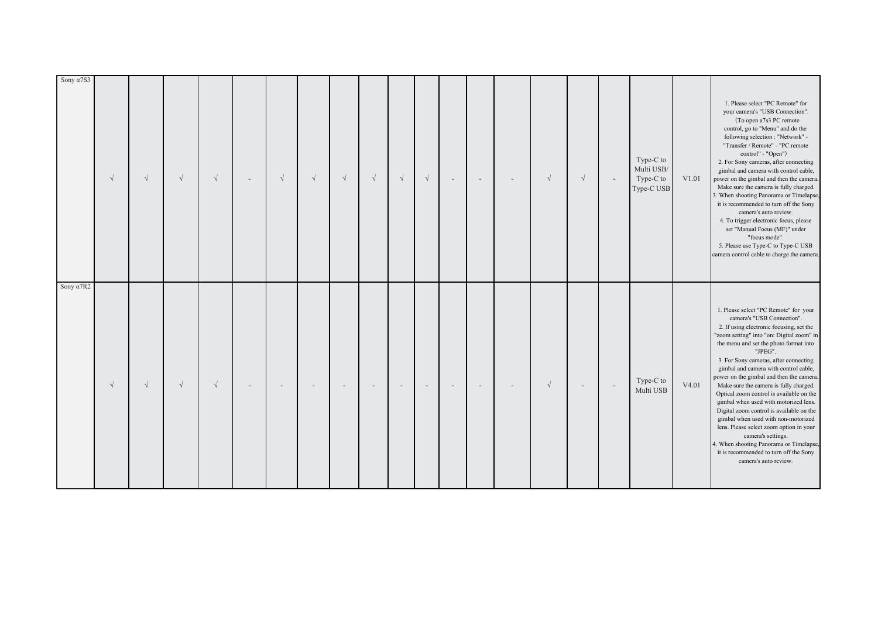| | | | | | | | | | | | | | | | | | | | |
|---|---|---|---|---|---|---|---|---|---|---|---|---|---|---|---|---|---|---|---|
| Sony α7S3 | √ | √ | √ | √ | - | √ | √ | √ | √ | √ | √ | - | - | - | √ | √ | - | Type-C to Multi USB/ Type-C to Type-C USB | V1.01 | 1. Please select "PC Remote" for your camera's "USB Connection". （To open a7s3 PC remote control, go to "Menu" and do the following selection : "Network" - "Transfer / Remote" - "PC remote control" - "Open"） 2. For Sony cameras, after connecting gimbal and camera with control cable, power on the gimbal and then the camera. Make sure the camera is fully charged. 3. When shooting Panorama or Timelapse, it is recommended to turn off the Sony camera's auto review. 4. To trigger electronic focus, please set "Manual Focus (MF)" under "focus mode". 5. Please use Type-C to Type-C USB camera control cable to charge the camera. |
| Sony α7R2 | √ | √ | √ | √ | - | - | - | - | - | - | - | - | - | - | √ | - | - | Type-C to Multi USB | V4.01 | 1. Please select "PC Remote" for your camera's "USB Connection". 2. If using electronic focusing, set the "zoom setting" into "on: Digital zoom" in the menu and set the photo format into "JPEG". 3. For Sony cameras, after connecting gimbal and camera with control cable, power on the gimbal and then the camera. Make sure the camera is fully charged. Optical zoom control is available on the gimbal when used with motorized lens. Digital zoom control is available on the gimbal when used with non-motorized lens. Please select zoom option in your camera's settings. 4. When shooting Panorama or Timelapse, it is recommended to turn off the Sony camera's auto review. |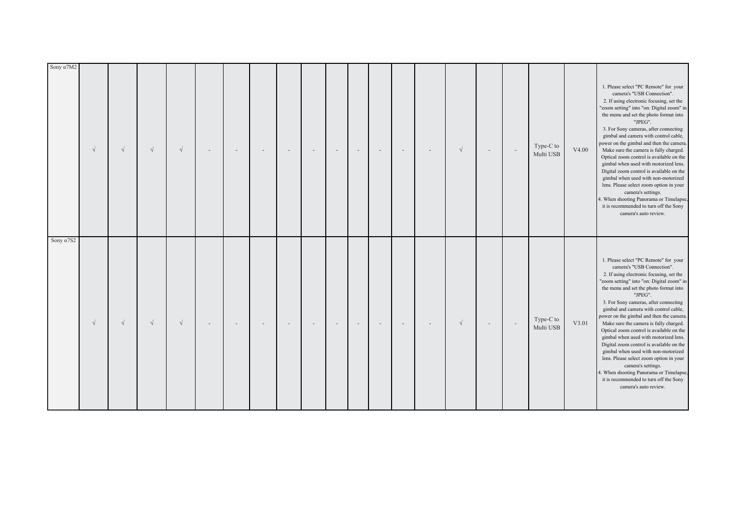| | | | | | | | | | | | | | | | | | | | | |
|---|---|---|---|---|---|---|---|---|---|---|---|---|---|---|---|---|---|---|---|---|
| Sony α7M2 | √ | √ | √ | √ | - | - | - | - | - | - | - | - | - | - | √ | - | - | Type-C to Multi USB | V4.00 | 1. Please select "PC Remote" for your camera's "USB Connection". 2. If using electronic focusing, set the "zoom setting" into "on: Digital zoom" in the menu and set the photo format into "JPEG". 3. For Sony cameras, after connecting gimbal and camera with control cable, power on the gimbal and then the camera. Make sure the camera is fully charged. Optical zoom control is available on the gimbal when used with motorized lens. Digital zoom control is available on the gimbal when used with non-motorized lens. Please select zoom option in your camera's settings. 4. When shooting Panorama or Timelapse, it is recommended to turn off the Sony camera's auto review. |
| Sony α7S2 | √ | √ | √ | √ | - | - | - | - | - | - | - | - | - | - | √ | - | - | Type-C to Multi USB | V3.01 | 1. Please select "PC Remote" for your camera's "USB Connection". 2. If using electronic focusing, set the "zoom setting" into "on: Digital zoom" in the menu and set the photo format into "JPEG". 3. For Sony cameras, after connecting gimbal and camera with control cable, power on the gimbal and then the camera. Make sure the camera is fully charged. Optical zoom control is available on the gimbal when used with motorized lens. Digital zoom control is available on the gimbal when used with non-motorized lens. Please select zoom option in your camera's settings. 4. When shooting Panorama or Timelapse, it is recommended to turn off the Sony camera's auto review. |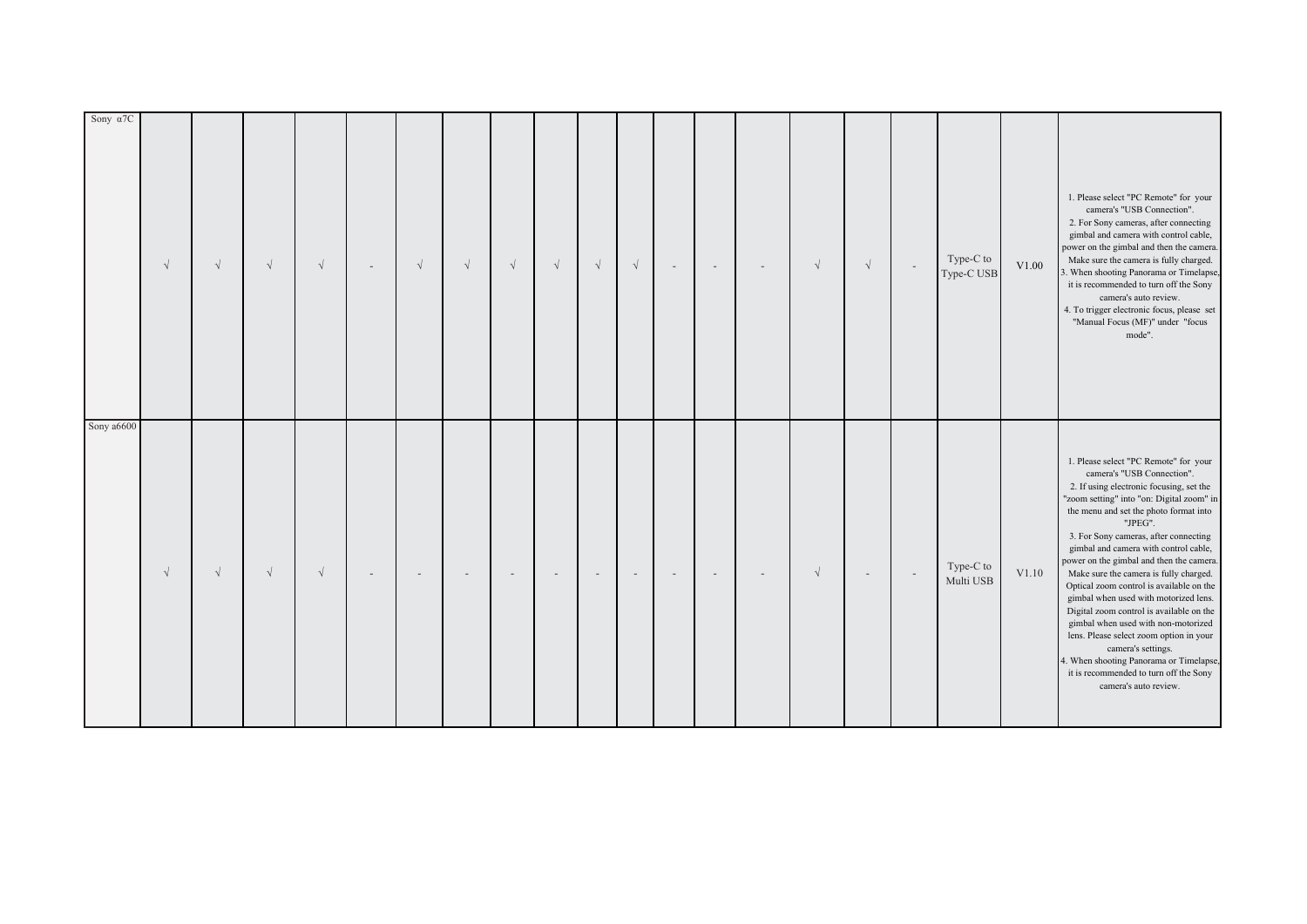| | | | | | | | | | | | | | | | | | | | | |
|---|---|---|---|---|---|---|---|---|---|---|---|---|---|---|---|---|---|---|---|---|
| Sony α7C | √ | √ | √ | √ | - | √ | √ | √ | √ | √ | √ | - | - | - | √ | √ | - | Type-C to Type-C USB | V1.00 | 1. Please select "PC Remote" for your camera's "USB Connection".<br>2. For Sony cameras, after connecting gimbal and camera with control cable, power on the gimbal and then the camera. Make sure the camera is fully charged.<br>3. When shooting Panorama or Timelapse, it is recommended to turn off the Sony camera's auto review.<br>4. To trigger electronic focus, please set "Manual Focus (MF)" under "focus mode". |
| Sony a6600 | √ | √ | √ | √ | - | - | - | - | - | - | - | - | - | - | √ | - | - | Type-C to Multi USB | V1.10 | 1. Please select "PC Remote" for your camera's "USB Connection".<br>2. If using electronic focusing, set the "zoom setting" into "on: Digital zoom" in the menu and set the photo format into "JPEG".<br>3. For Sony cameras, after connecting gimbal and camera with control cable, power on the gimbal and then the camera. Make sure the camera is fully charged. Optical zoom control is available on the gimbal when used with motorized lens. Digital zoom control is available on the gimbal when used with non-motorized lens. Please select zoom option in your camera's settings.<br>4. When shooting Panorama or Timelapse, it is recommended to turn off the Sony camera's auto review. |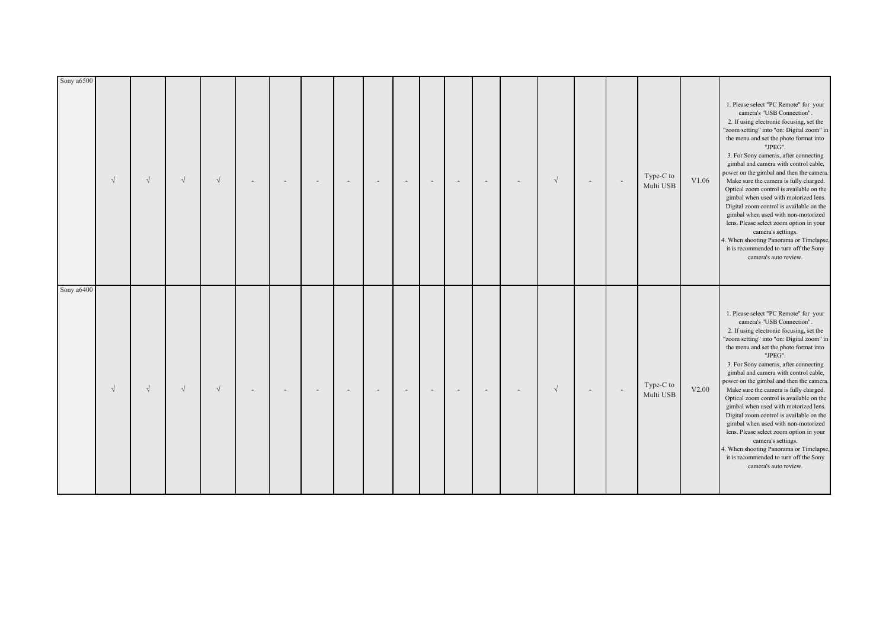| | | | | | | | | | | | | | | | | | | | | |
|---|---|---|---|---|---|---|---|---|---|---|---|---|---|---|---|---|---|---|---|---|
| Sony a6500 | √ | √ | √ | √ | - | - | - | - | - | - | - | - | - | - | √ | - | - | Type-C to Multi USB | V1.06 | 1. Please select "PC Remote" for your camera's "USB Connection".<br>2. If using electronic focusing, set the "zoom setting" into "on: Digital zoom" in the menu and set the photo format into "JPEG".<br>3. For Sony cameras, after connecting gimbal and camera with control cable, power on the gimbal and then the camera. Make sure the camera is fully charged. Optical zoom control is available on the gimbal when used with motorized lens. Digital zoom control is available on the gimbal when used with non-motorized lens. Please select zoom option in your camera's settings.<br>4. When shooting Panorama or Timelapse, it is recommended to turn off the Sony camera's auto review. |
| Sony a6400 | √ | √ | √ | √ | - | - | - | - | - | - | - | - | - | - | √ | - | - | Type-C to Multi USB | V2.00 | 1. Please select "PC Remote" for your camera's "USB Connection".<br>2. If using electronic focusing, set the "zoom setting" into "on: Digital zoom" in the menu and set the photo format into "JPEG".<br>3. For Sony cameras, after connecting gimbal and camera with control cable, power on the gimbal and then the camera. Make sure the camera is fully charged. Optical zoom control is available on the gimbal when used with motorized lens. Digital zoom control is available on the gimbal when used with non-motorized lens. Please select zoom option in your camera's settings.<br>4. When shooting Panorama or Timelapse, it is recommended to turn off the Sony camera's auto review. |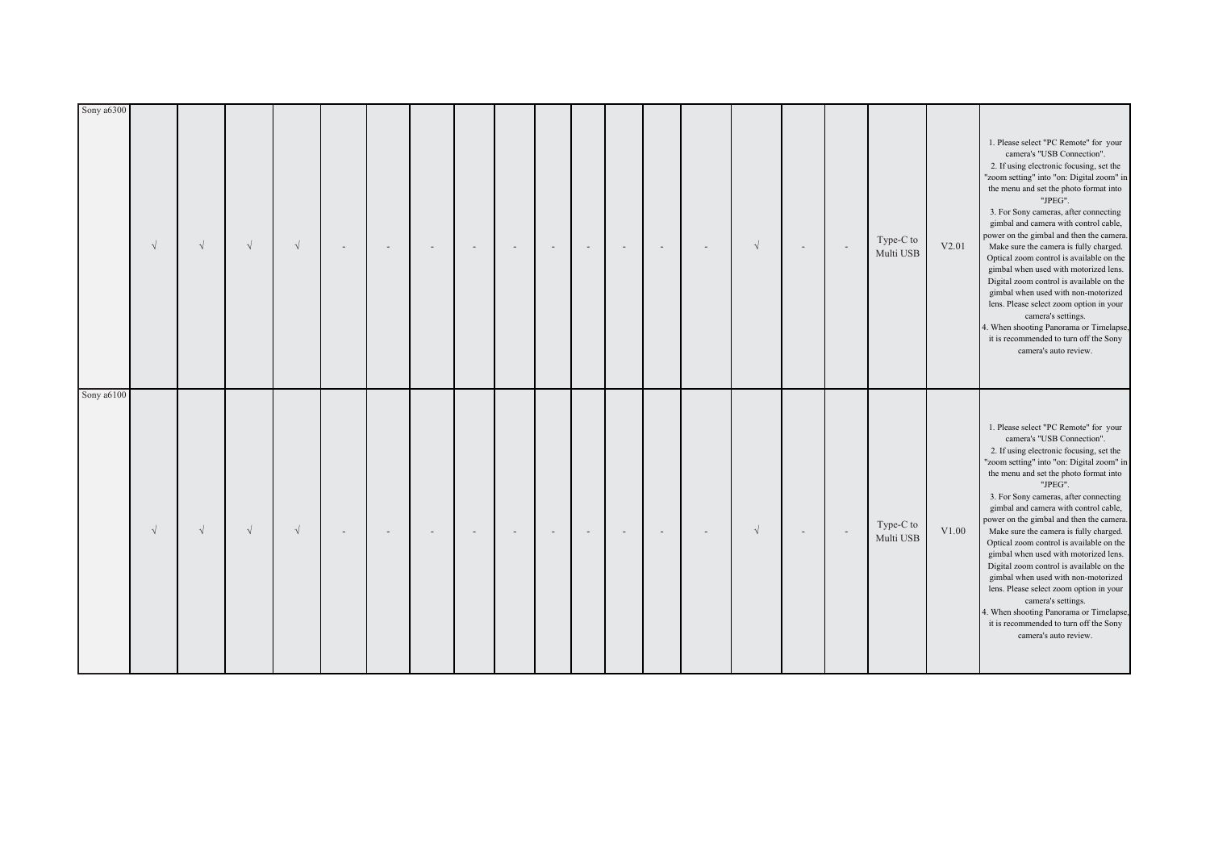| | | | | | | | | | | | | | | | | | | | | |
|---|---|---|---|---|---|---|---|---|---|---|---|---|---|---|---|---|---|---|---|---|
| Sony a6300 | √ | √ | √ | √ | - | - | - | - | - | - | - | - | - | - | √ | - | - | Type-C to Multi USB | V2.01 | 1. Please select "PC Remote" for your camera's "USB Connection". 2. If using electronic focusing, set the "zoom setting" into "on: Digital zoom" in the menu and set the photo format into "JPEG". 3. For Sony cameras, after connecting gimbal and camera with control cable, power on the gimbal and then the camera. Make sure the camera is fully charged. Optical zoom control is available on the gimbal when used with motorized lens. Digital zoom control is available on the gimbal when used with non-motorized lens. Please select zoom option in your camera's settings. 4. When shooting Panorama or Timelapse, it is recommended to turn off the Sony camera's auto review. |
| Sony a6100 | √ | √ | √ | √ | - | - | - | - | - | - | - | - | - | - | √ | - | - | Type-C to Multi USB | V1.00 | 1. Please select "PC Remote" for your camera's "USB Connection". 2. If using electronic focusing, set the "zoom setting" into "on: Digital zoom" in the menu and set the photo format into "JPEG". 3. For Sony cameras, after connecting gimbal and camera with control cable, power on the gimbal and then the camera. Make sure the camera is fully charged. Optical zoom control is available on the gimbal when used with motorized lens. Digital zoom control is available on the gimbal when used with non-motorized lens. Please select zoom option in your camera's settings. 4. When shooting Panorama or Timelapse, it is recommended to turn off the Sony camera's auto review. |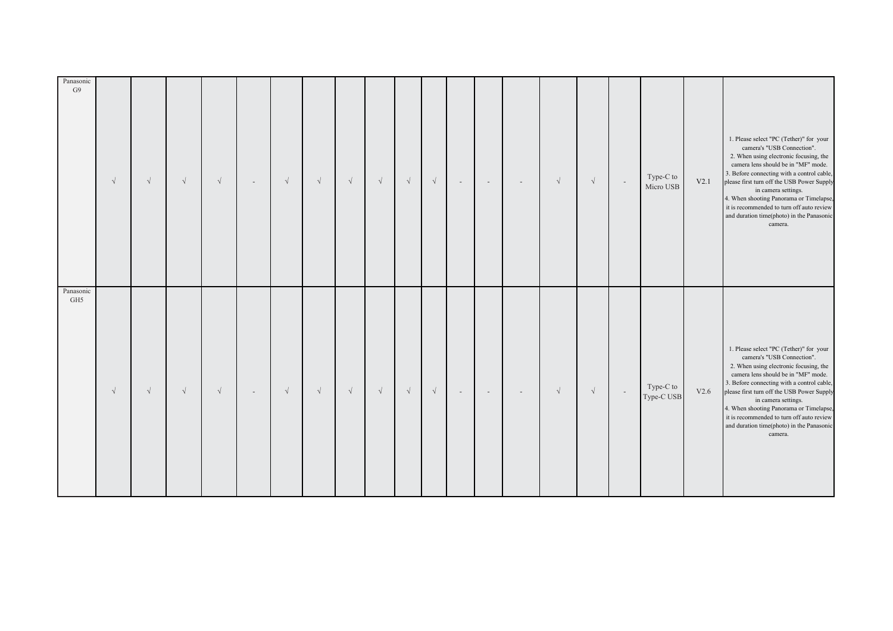| | | | | | | | | | | | | | | | | | | | | |
|---|---|---|---|---|---|---|---|---|---|---|---|---|---|---|---|---|---|---|---|---|
| Panasonic G9 | √ | √ | √ | √ | - | √ | √ | √ | √ | √ | √ | - | - | - | √ | √ | - | Type-C to Micro USB | V2.1 | 1. Please select "PC (Tether)" for your camera's "USB Connection". 2. When using electronic focusing, the camera lens should be in "MF" mode. 3. Before connecting with a control cable, please first turn off the USB Power Supply in camera settings. 4. When shooting Panorama or Timelapse, it is recommended to turn off auto review and duration time(photo) in the Panasonic camera. |
| Panasonic GH5 | √ | √ | √ | √ | - | √ | √ | √ | √ | √ | √ | - | - | - | √ | √ | - | Type-C to Type-C USB | V2.6 | 1. Please select "PC (Tether)" for your camera's "USB Connection". 2. When using electronic focusing, the camera lens should be in "MF" mode. 3. Before connecting with a control cable, please first turn off the USB Power Supply in camera settings. 4. When shooting Panorama or Timelapse, it is recommended to turn off auto review and duration time(photo) in the Panasonic camera. |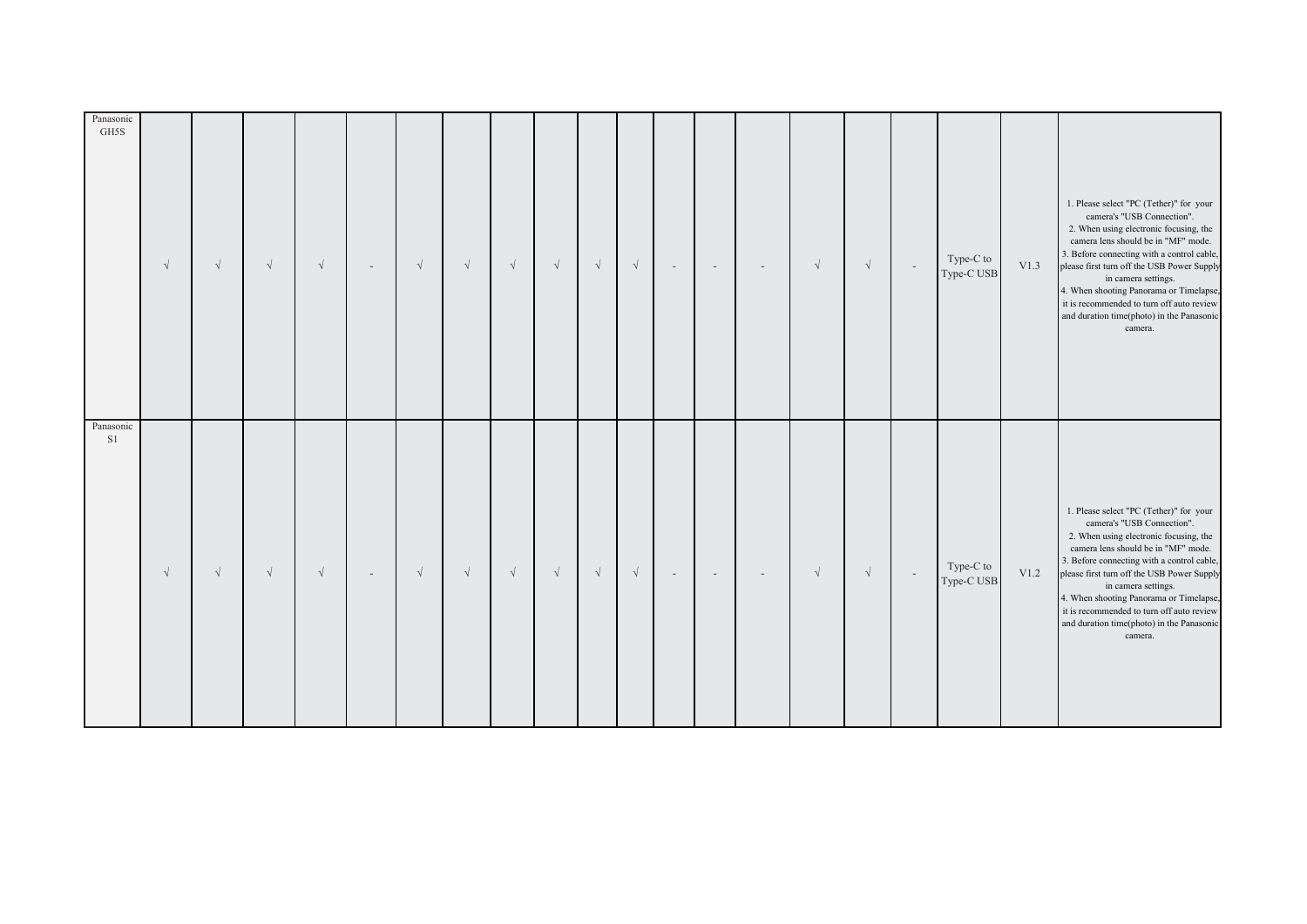| | | | | | | | | | | | | | | | | | | | | |
|---|---|---|---|---|---|---|---|---|---|---|---|---|---|---|---|---|---|---|---|---|
| Panasonic GH5S | √ | √ | √ | √ | - | √ | √ | √ | √ | √ | √ | - | - | - | √ | √ | - | Type-C to Type-C USB | V1.3 | 1. Please select "PC (Tether)" for your camera's "USB Connection".<br>2. When using electronic focusing, the camera lens should be in "MF" mode.<br>3. Before connecting with a control cable, please first turn off the USB Power Supply in camera settings.<br>4. When shooting Panorama or Timelapse, it is recommended to turn off auto review and duration time(photo) in the Panasonic camera. |
| Panasonic S1 | √ | √ | √ | √ | - | √ | √ | √ | √ | √ | √ | - | - | - | √ | √ | - | Type-C to Type-C USB | V1.2 | 1. Please select "PC (Tether)" for your camera's "USB Connection".<br>2. When using electronic focusing, the camera lens should be in "MF" mode.<br>3. Before connecting with a control cable, please first turn off the USB Power Supply in camera settings.<br>4. When shooting Panorama or Timelapse, it is recommended to turn off auto review and duration time(photo) in the Panasonic camera. |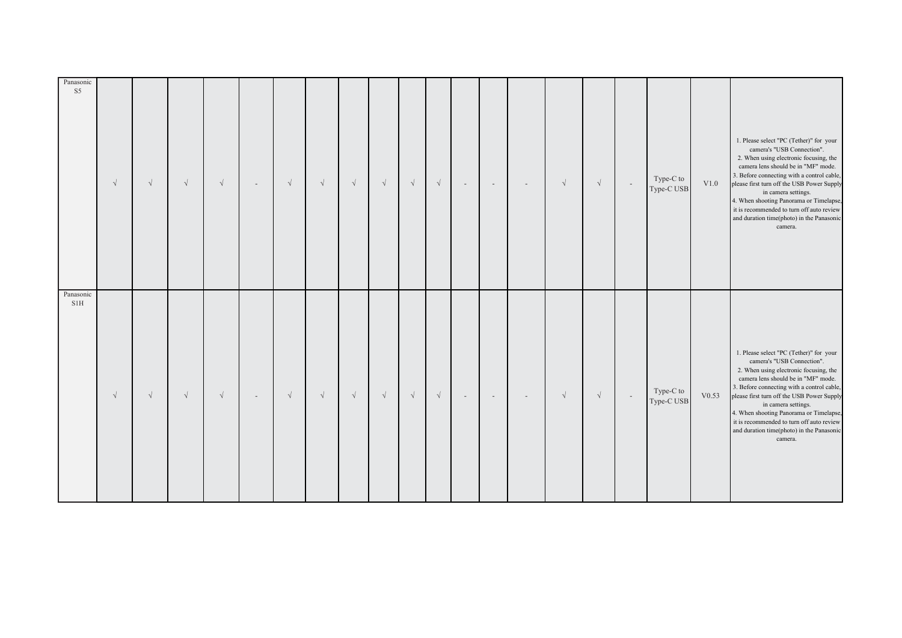| | | | | | | | | | | | | | | | | | | | | |
|---|---|---|---|---|---|---|---|---|---|---|---|---|---|---|---|---|---|---|---|---|
| Panasonic S5 | √ | √ | √ | √ | - | √ | √ | √ | √ | √ | √ | - | - | - | √ | √ | - | Type-C to Type-C USB | V1.0 | 1. Please select "PC (Tether)" for your camera's "USB Connection".<br>2. When using electronic focusing, the camera lens should be in "MF" mode.<br>3. Before connecting with a control cable, please first turn off the USB Power Supply in camera settings.<br>4. When shooting Panorama or Timelapse, it is recommended to turn off auto review and duration time(photo) in the Panasonic camera. |
| Panasonic S1H | √ | √ | √ | √ | - | √ | √ | √ | √ | √ | √ | - | - | - | √ | √ | - | Type-C to Type-C USB | V0.53 | 1. Please select "PC (Tether)" for your camera's "USB Connection".<br>2. When using electronic focusing, the camera lens should be in "MF" mode.<br>3. Before connecting with a control cable, please first turn off the USB Power Supply in camera settings.<br>4. When shooting Panorama or Timelapse, it is recommended to turn off auto review and duration time(photo) in the Panasonic camera. |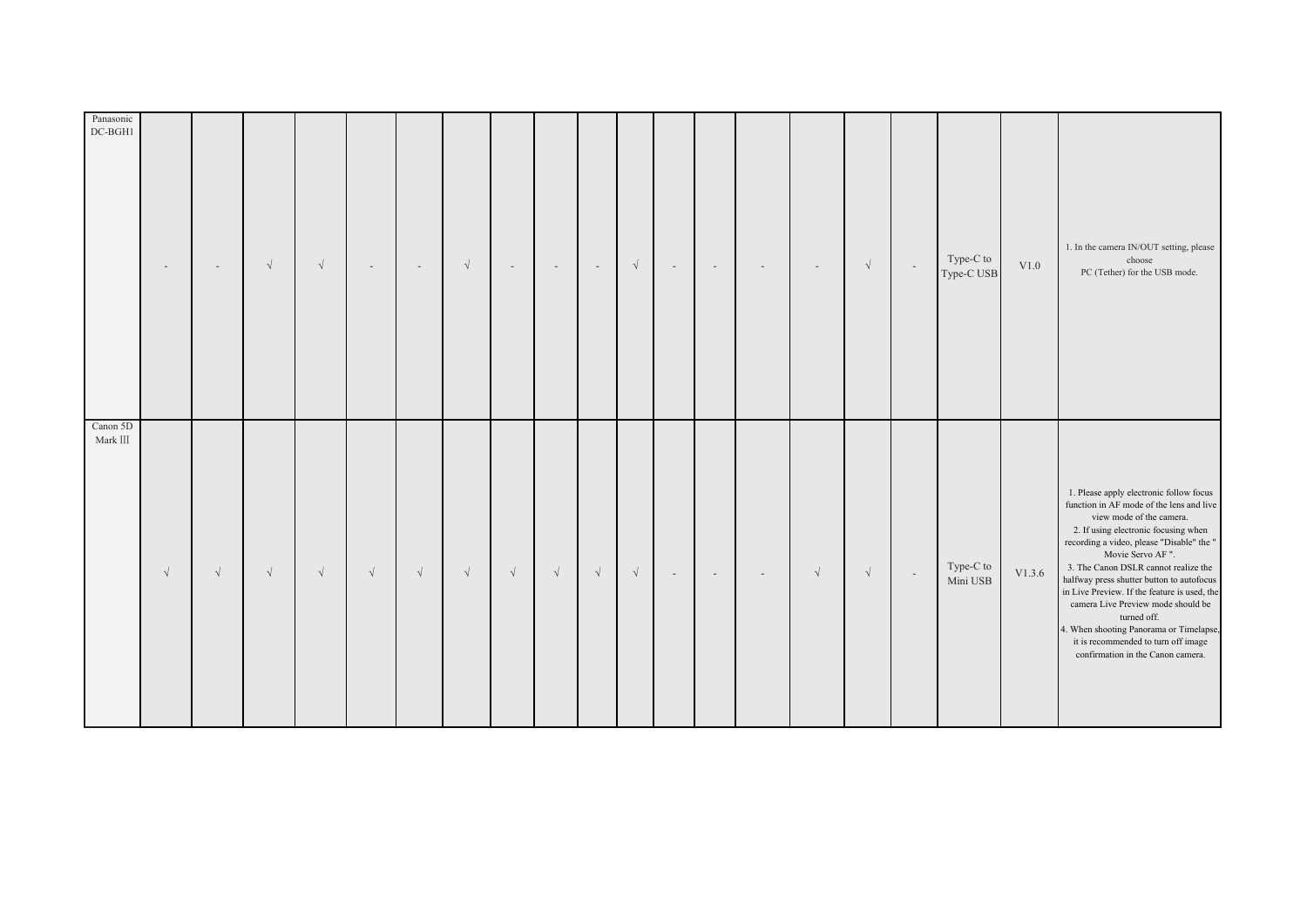| | | | | | | | | | | | | | | | | | | | | |
|---|---|---|---|---|---|---|---|---|---|---|---|---|---|---|---|---|---|---|---|---|
| Panasonic DC-BGH1 | - | - | √ | √ | - | - | √ | - | - | - | √ | - | - | - | - | √ | - | Type-C to Type-C USB | V1.0 | 1. In the camera IN/OUT setting, please choose PC (Tether) for the USB mode. |
| Canon 5D Mark Ⅲ | √ | √ | √ | √ | √ | √ | √ | √ | √ | √ | √ | - | - | - | √ | √ | - | Type-C to Mini USB | V1.3.6 | 1. Please apply electronic follow focus function in AF mode of the lens and live view mode of the camera.<br>2. If using electronic focusing when recording a video, please "Disable" the " Movie Servo AF ".<br>3. The Canon DSLR cannot realize the halfway press shutter button to autofocus in Live Preview. If the feature is used, the camera Live Preview mode should be turned off.<br>4. When shooting Panorama or Timelapse, it is recommended to turn off image confirmation in the Canon camera. |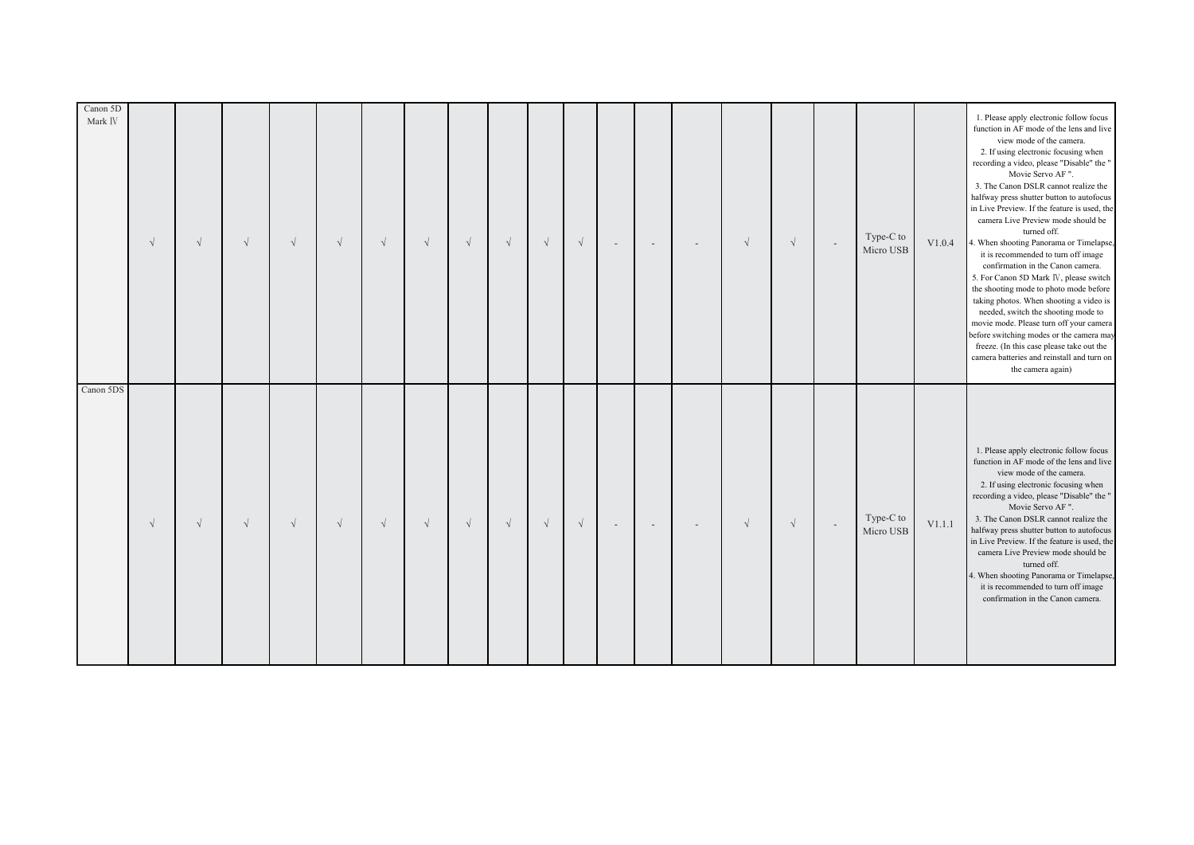| | | | | | | | | | | | | | | | | | | | | |
|---|---|---|---|---|---|---|---|---|---|---|---|---|---|---|---|---|---|---|---|---|
| Canon 5D Mark Ⅳ | √ | √ | √ | √ | √ | √ | √ | √ | √ | √ | √ | - | - | - | √ | √ | - | Type-C to Micro USB | V1.0.4 | 1. Please apply electronic follow focus function in AF mode of the lens and live view mode of the camera.<br>2. If using electronic focusing when recording a video, please "Disable" the " Movie Servo AF ".<br>3. The Canon DSLR cannot realize the halfway press shutter button to autofocus in Live Preview. If the feature is used, the camera Live Preview mode should be turned off.<br>4. When shooting Panorama or Timelapse, it is recommended to turn off image confirmation in the Canon camera.<br>5. For Canon 5D Mark Ⅳ, please switch the shooting mode to photo mode before taking photos. When shooting a video is needed, switch the shooting mode to movie mode. Please turn off your camera before switching modes or the camera may freeze. (In this case please take out the camera batteries and reinstall and turn on the camera again) |
| Canon 5DS | √ | √ | √ | √ | √ | √ | √ | √ | √ | √ | √ | - | - | - | √ | √ | - | Type-C to Micro USB | V1.1.1 | 1. Please apply electronic follow focus function in AF mode of the lens and live view mode of the camera.<br>2. If using electronic focusing when recording a video, please "Disable" the " Movie Servo AF ".<br>3. The Canon DSLR cannot realize the halfway press shutter button to autofocus in Live Preview. If the feature is used, the camera Live Preview mode should be turned off.<br>4. When shooting Panorama or Timelapse, it is recommended to turn off image confirmation in the Canon camera. |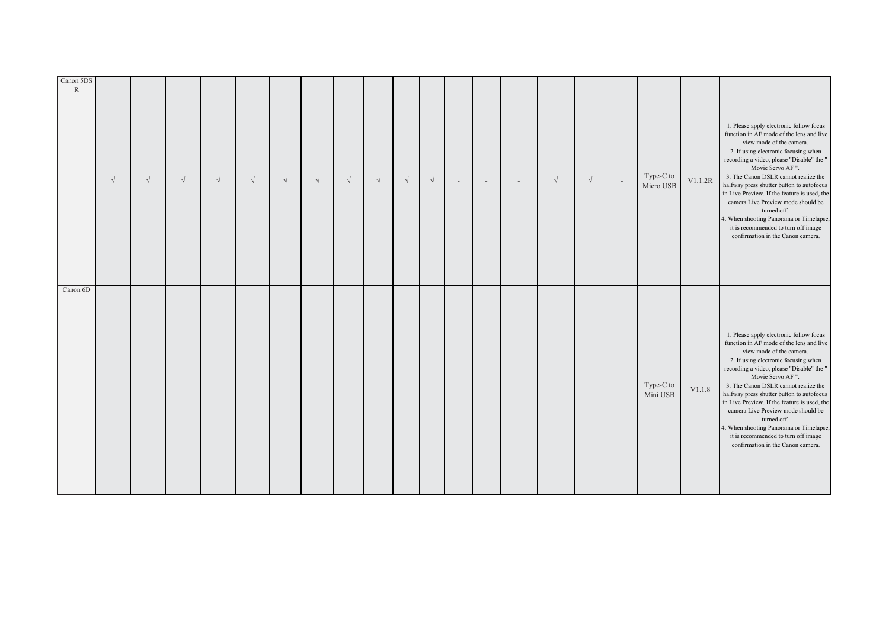| | | | | | | | | | | | | | | | | | | | | |
|---|---|---|---|---|---|---|---|---|---|---|---|---|---|---|---|---|---|---|---|---|
| Canon 5DS R | √ | √ | √ | √ | √ | √ | √ | √ | √ | √ | √ | - | - | - | √ | √ | - | Type-C to Micro USB | V1.1.2R | 1. Please apply electronic follow focus function in AF mode of the lens and live view mode of the camera.<br>2. If using electronic focusing when recording a video, please "Disable" the " Movie Servo AF ".<br>3. The Canon DSLR cannot realize the halfway press shutter button to autofocus in Live Preview. If the feature is used, the camera Live Preview mode should be turned off.<br>4. When shooting Panorama or Timelapse, it is recommended to turn off image confirmation in the Canon camera. |
| Canon 6D | | | | | | | | | | | | | | | | | | Type-C to Mini USB | V1.1.8 | 1. Please apply electronic follow focus function in AF mode of the lens and live view mode of the camera.<br>2. If using electronic focusing when recording a video, please "Disable" the " Movie Servo AF ".<br>3. The Canon DSLR cannot realize the halfway press shutter button to autofocus in Live Preview. If the feature is used, the camera Live Preview mode should be turned off.<br>4. When shooting Panorama or Timelapse, it is recommended to turn off image confirmation in the Canon camera. |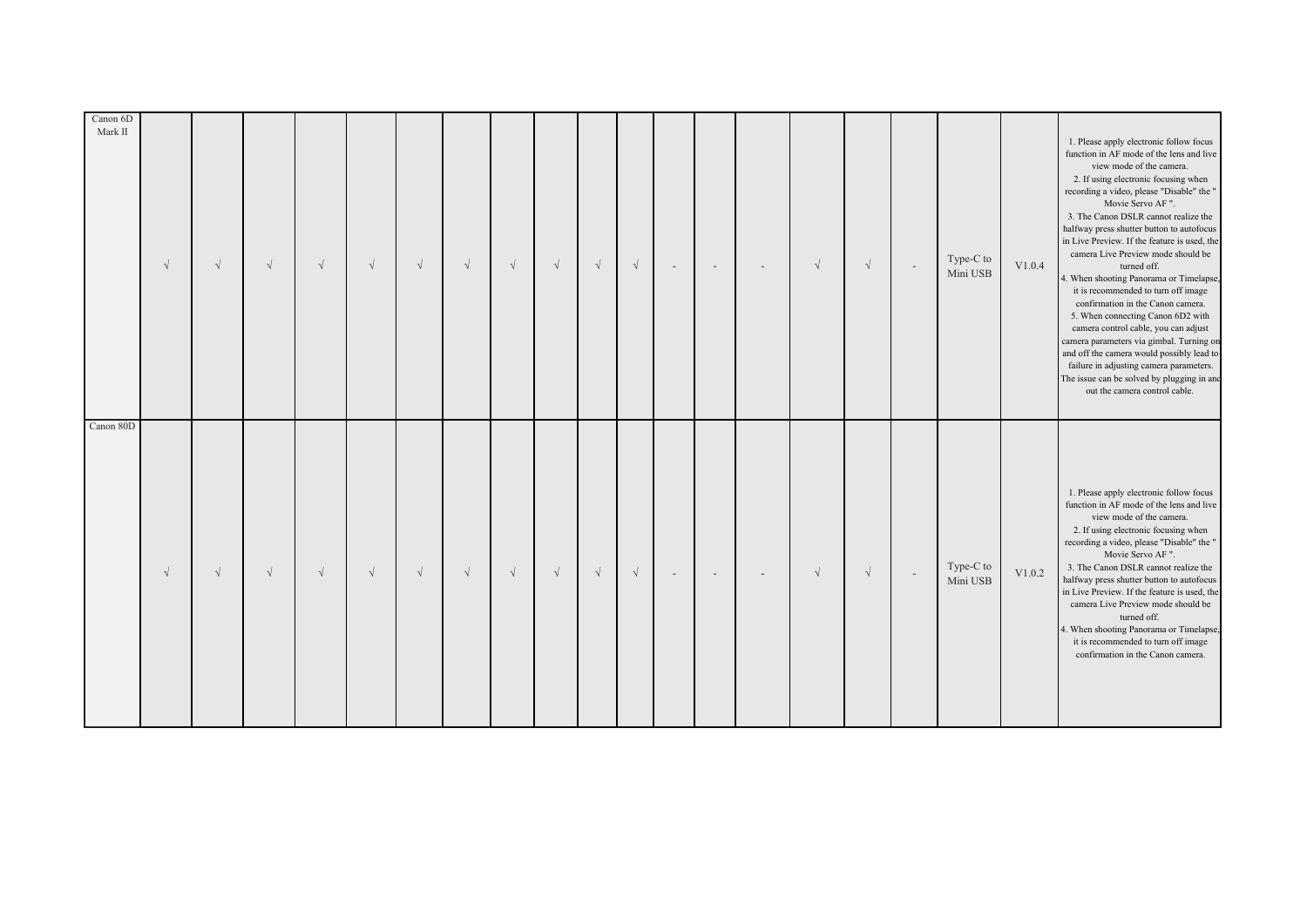| | | | | | | | | | | | | | | | | | | | |
|---|---|---|---|---|---|---|---|---|---|---|---|---|---|---|---|---|---|---|---|
| Canon 6D Mark II | √ | √ | √ | √ | √ | √ | √ | √ | √ | √ | √ | - | - | - | √ | √ | - | Type-C to Mini USB | V1.0.4 | 1. Please apply electronic follow focus function in AF mode of the lens and live view mode of the camera.<br>2. If using electronic focusing when recording a video, please "Disable" the " Movie Servo AF ".<br>3. The Canon DSLR cannot realize the halfway press shutter button to autofocus in Live Preview. If the feature is used, the camera Live Preview mode should be turned off.<br>4. When shooting Panorama or Timelapse, it is recommended to turn off image confirmation in the Canon camera.<br>5. When connecting Canon 6D2 with camera control cable, you can adjust camera parameters via gimbal. Turning on and off the camera would possibly lead to failure in adjusting camera parameters. The issue can be solved by plugging in and out the camera control cable. |
| Canon 80D | √ | √ | √ | √ | √ | √ | √ | √ | √ | √ | √ | - | - | - | √ | √ | - | Type-C to Mini USB | V1.0.2 | 1. Please apply electronic follow focus function in AF mode of the lens and live view mode of the camera.<br>2. If using electronic focusing when recording a video, please "Disable" the " Movie Servo AF ".<br>3. The Canon DSLR cannot realize the halfway press shutter button to autofocus in Live Preview. If the feature is used, the camera Live Preview mode should be turned off.<br>4. When shooting Panorama or Timelapse, it is recommended to turn off image confirmation in the Canon camera. |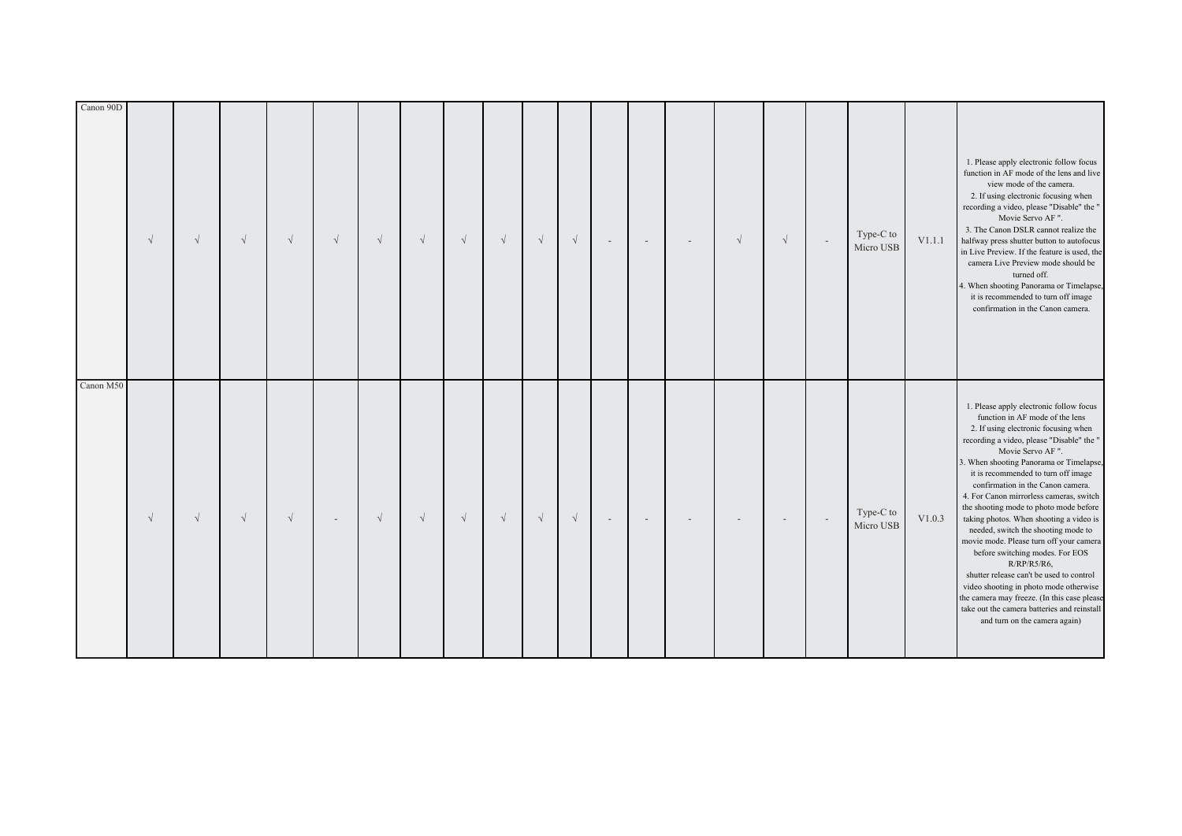| | | | | | | | | | | | | | | | | | | | | |
|---|---|---|---|---|---|---|---|---|---|---|---|---|---|---|---|---|---|---|---|---|
| Canon 90D | √ | √ | √ | √ | √ | √ | √ | √ | √ | √ | √ | - | - | - | √ | √ | - | Type-C to Micro USB | V1.1.1 | 1. Please apply electronic follow focus function in AF mode of the lens and live view mode of the camera.<br>2. If using electronic focusing when recording a video, please "Disable" the " Movie Servo AF ".<br>3. The Canon DSLR cannot realize the halfway press shutter button to autofocus in Live Preview. If the feature is used, the camera Live Preview mode should be turned off.<br>4. When shooting Panorama or Timelapse, it is recommended to turn off image confirmation in the Canon camera. |
| Canon M50 | √ | √ | √ | √ | - | √ | √ | √ | √ | √ | √ | - | - | - | - | - | - | Type-C to Micro USB | V1.0.3 | 1. Please apply electronic follow focus function in AF mode of the lens<br>2. If using electronic focusing when recording a video, please "Disable" the " Movie Servo AF ".<br>3. When shooting Panorama or Timelapse, it is recommended to turn off image confirmation in the Canon camera.<br>4. For Canon mirrorless cameras, switch the shooting mode to photo mode before taking photos. When shooting a video is needed, switch the shooting mode to movie mode. Please turn off your camera before switching modes. For EOS R/RP/R5/R6,<br>shutter release can't be used to control video shooting in photo mode otherwise the camera may freeze. (In this case please take out the camera batteries and reinstall and turn on the camera again) |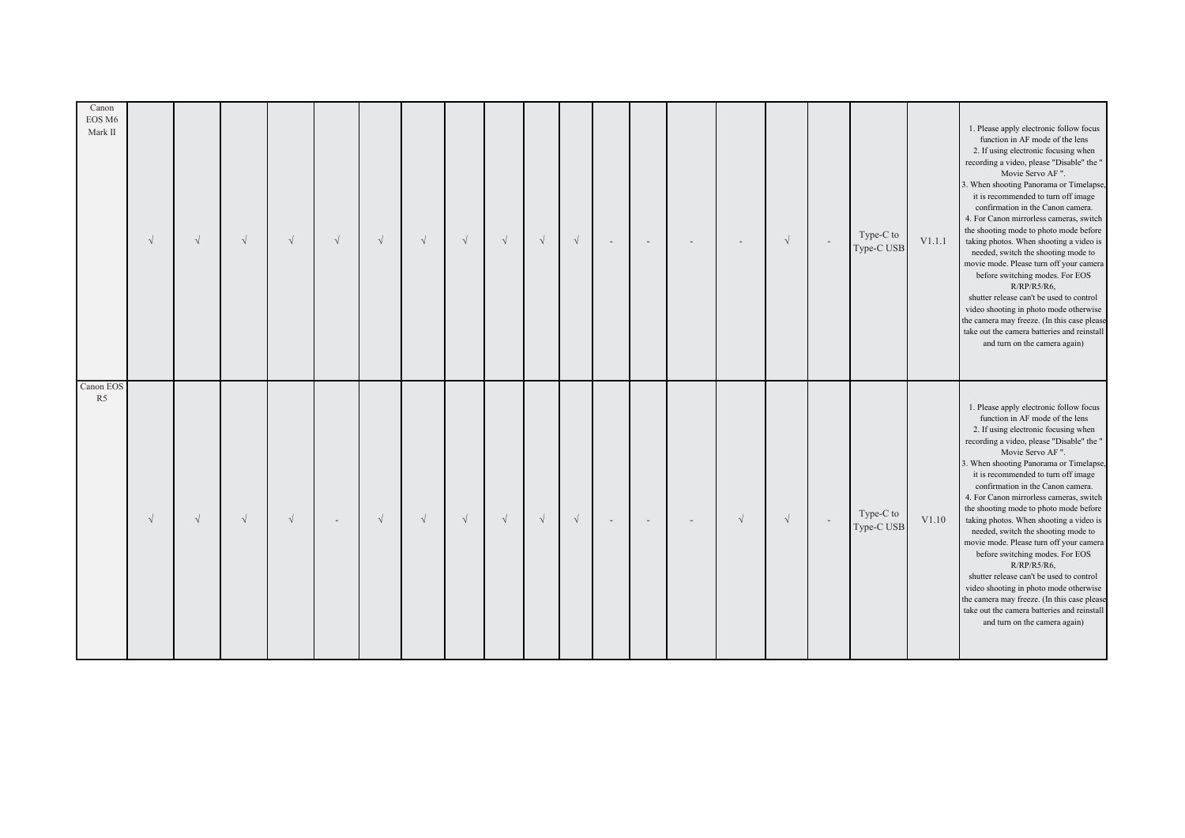| | | | | | | | | | | | | | | | | | | | | |
|---|---|---|---|---|---|---|---|---|---|---|---|---|---|---|---|---|---|---|---|---|
| Canon EOS M6 Mark II | √ | √ | √ | √ | √ | √ | √ | √ | √ | √ | √ | - | - | - | - | √ | - | Type-C to Type-C USB | V1.1.1 | 1. Please apply electronic follow focus function in AF mode of the lens<br>2. If using electronic focusing when recording a video, please "Disable" the " Movie Servo AF ".<br>3. When shooting Panorama or Timelapse, it is recommended to turn off image confirmation in the Canon camera.<br>4. For Canon mirrorless cameras, switch the shooting mode to photo mode before taking photos. When shooting a video is needed, switch the shooting mode to movie mode. Please turn off your camera before switching modes. For EOS R/RP/R5/R6,<br>shutter release can't be used to control video shooting in photo mode otherwise the camera may freeze. (In this case please take out the camera batteries and reinstall and turn on the camera again) |
| Canon EOS R5 | √ | √ | √ | √ | - | √ | √ | √ | √ | √ | √ | - | - | - | √ | √ | - | Type-C to Type-C USB | V1.10 | 1. Please apply electronic follow focus function in AF mode of the lens<br>2. If using electronic focusing when recording a video, please "Disable" the " Movie Servo AF ".<br>3. When shooting Panorama or Timelapse, it is recommended to turn off image confirmation in the Canon camera.<br>4. For Canon mirrorless cameras, switch the shooting mode to photo mode before taking photos. When shooting a video is needed, switch the shooting mode to movie mode. Please turn off your camera before switching modes. For EOS R/RP/R5/R6,<br>shutter release can't be used to control video shooting in photo mode otherwise the camera may freeze. (In this case please take out the camera batteries and reinstall and turn on the camera again) |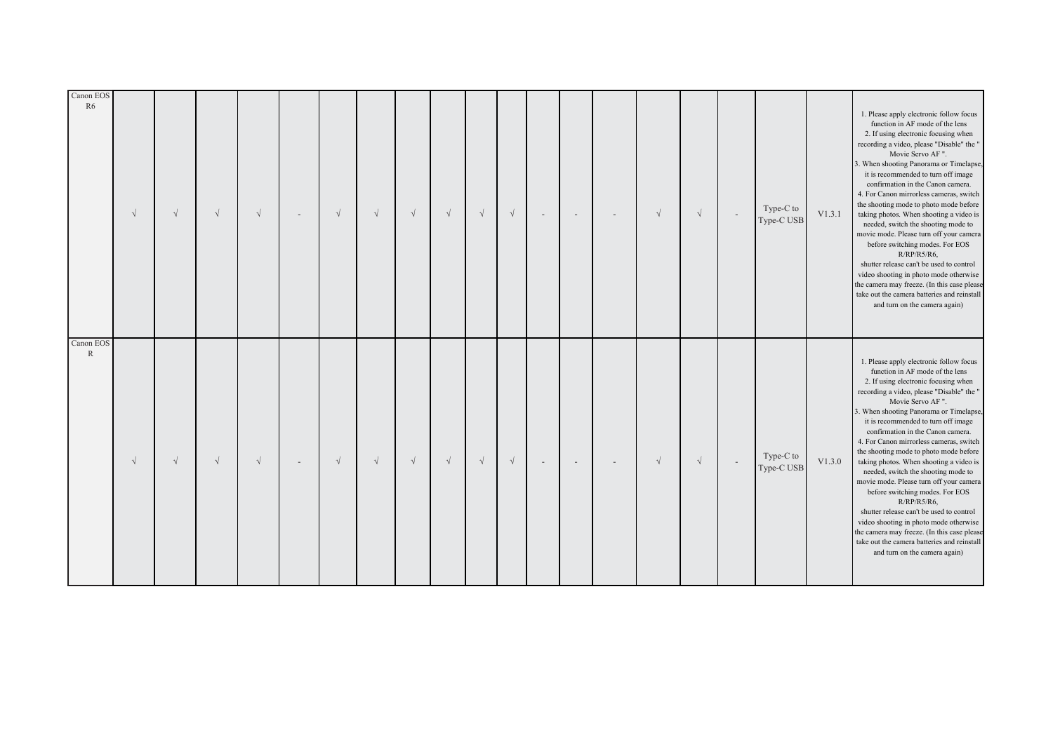| | | | | | | | | | | | | | | | | | | | | |
|---|---|---|---|---|---|---|---|---|---|---|---|---|---|---|---|---|---|---|---|---|
| Canon EOS R6 | √ | √ | √ | √ | - | √ | √ | √ | √ | √ | √ | - | - | - | √ | √ | - | Type-C to Type-C USB | V1.3.1 | 1. Please apply electronic follow focus function in AF mode of the lens<br>2. If using electronic focusing when recording a video, please "Disable" the " Movie Servo AF ".<br>3. When shooting Panorama or Timelapse, it is recommended to turn off image confirmation in the Canon camera.<br>4. For Canon mirrorless cameras, switch the shooting mode to photo mode before taking photos. When shooting a video is needed, switch the shooting mode to movie mode. Please turn off your camera before switching modes. For EOS R/RP/R5/R6, shutter release can't be used to control video shooting in photo mode otherwise the camera may freeze. (In this case please take out the camera batteries and reinstall and turn on the camera again) |
| Canon EOS R | √ | √ | √ | √ | - | √ | √ | √ | √ | √ | √ | - | - | - | √ | √ | - | Type-C to Type-C USB | V1.3.0 | 1. Please apply electronic follow focus function in AF mode of the lens<br>2. If using electronic focusing when recording a video, please "Disable" the " Movie Servo AF ".<br>3. When shooting Panorama or Timelapse, it is recommended to turn off image confirmation in the Canon camera.<br>4. For Canon mirrorless cameras, switch the shooting mode to photo mode before taking photos. When shooting a video is needed, switch the shooting mode to movie mode. Please turn off your camera before switching modes. For EOS R/RP/R5/R6, shutter release can't be used to control video shooting in photo mode otherwise the camera may freeze. (In this case please take out the camera batteries and reinstall and turn on the camera again) |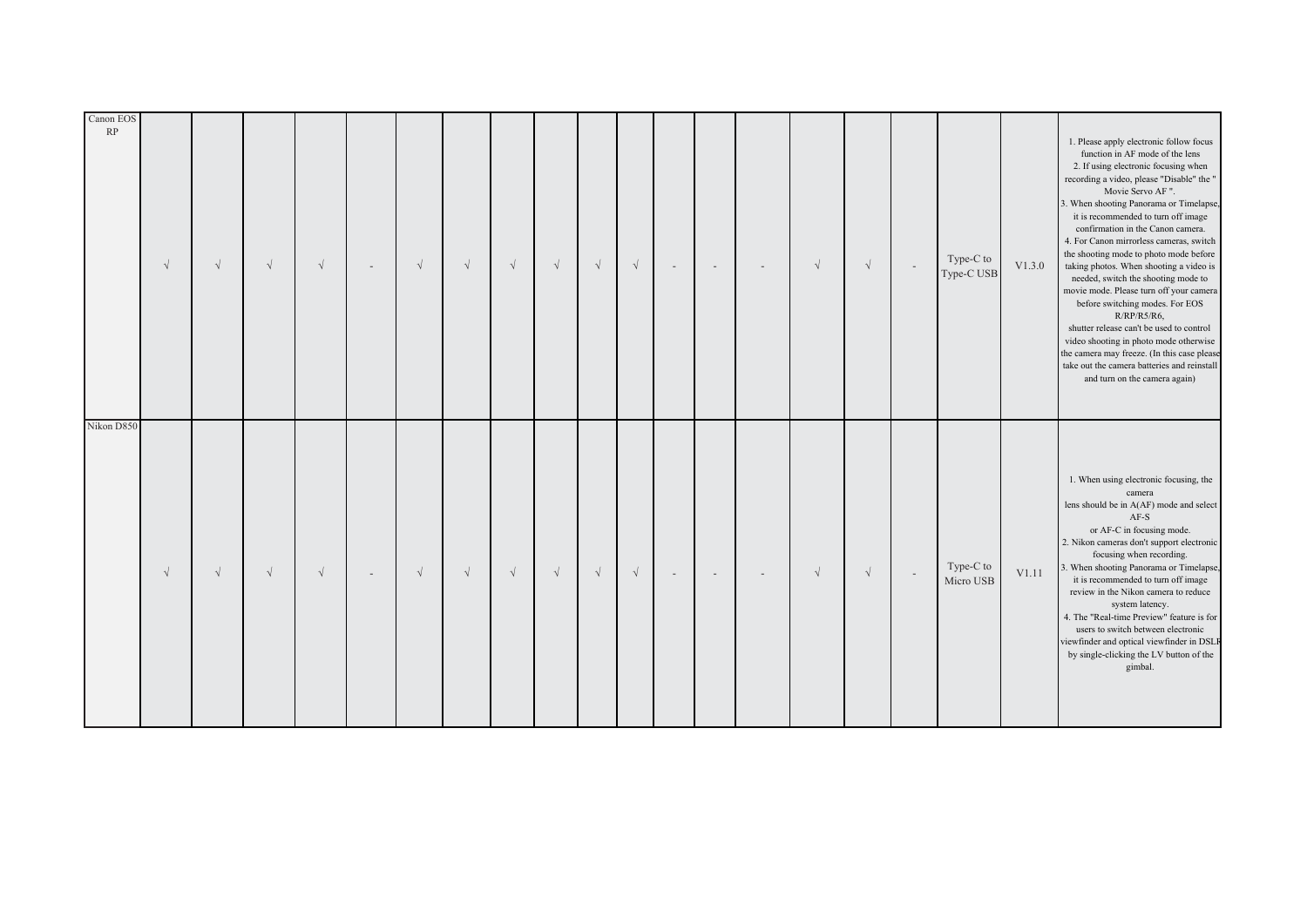| | | | | | | | | | | | | | | | | | | | | |
|---|---|---|---|---|---|---|---|---|---|---|---|---|---|---|---|---|---|---|---|---|
| Canon EOS RP | √ | √ | √ | √ | - | √ | √ | √ | √ | √ | √ | - | - | - | √ | √ | - | Type-C to Type-C USB | V1.3.0 | 1. Please apply electronic follow focus function in AF mode of the lens<br>2. If using electronic focusing when recording a video, please "Disable" the " Movie Servo AF ".<br>3. When shooting Panorama or Timelapse, it is recommended to turn off image confirmation in the Canon camera.<br>4. For Canon mirrorless cameras, switch the shooting mode to photo mode before taking photos. When shooting a video is needed, switch the shooting mode to movie mode. Please turn off your camera before switching modes. For EOS R/RP/R5/R6,<br>shutter release can't be used to control video shooting in photo mode otherwise the camera may freeze. (In this case please take out the camera batteries and reinstall and turn on the camera again) |
| Nikon D850 | √ | √ | √ | √ | - | √ | √ | √ | √ | √ | √ | - | - | - | √ | √ | - | Type-C to Micro USB | V1.11 | 1. When using electronic focusing, the camera<br>lens should be in A(AF) mode and select AF-S<br>or AF-C in focusing mode.<br>2. Nikon cameras don't support electronic focusing when recording.<br>3. When shooting Panorama or Timelapse, it is recommended to turn off image review in the Nikon camera to reduce system latency.<br>4. The "Real-time Preview" feature is for users to switch between electronic viewfinder and optical viewfinder in DSLR by single-clicking the LV button of the gimbal. |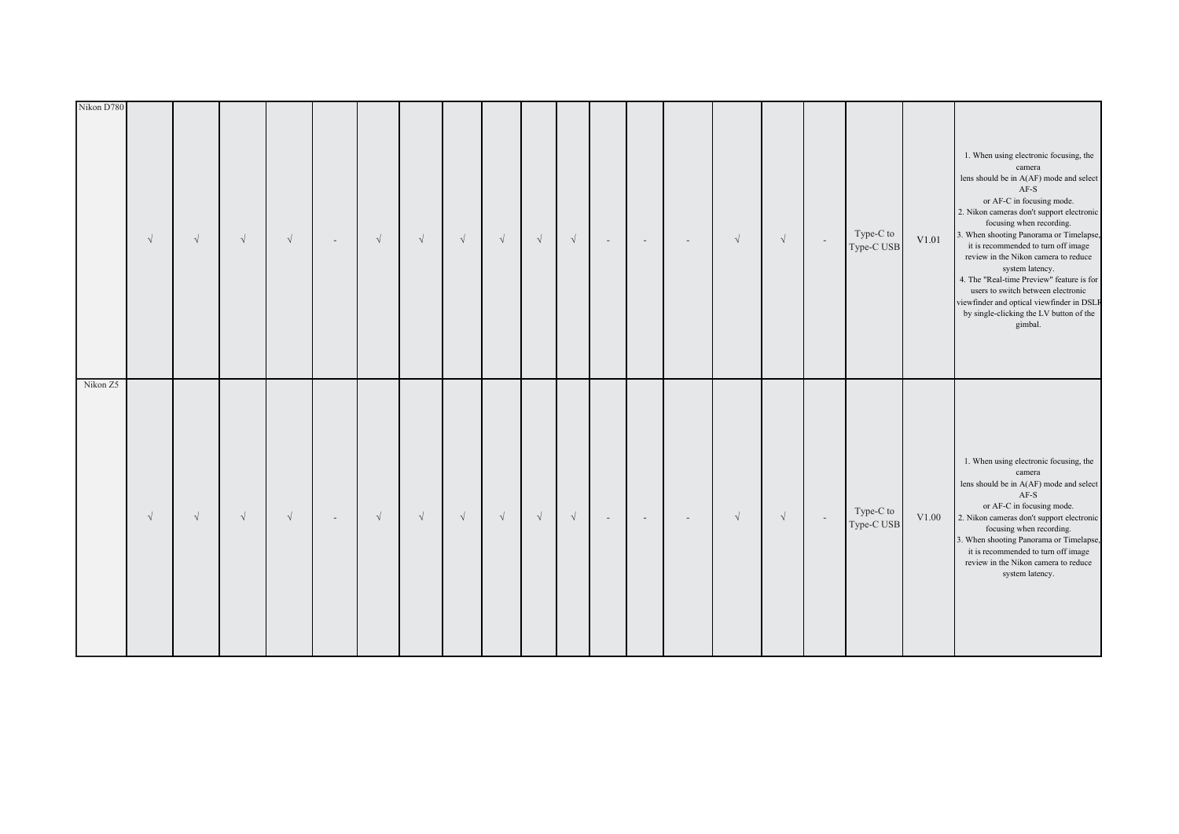| | | | | | | | | | | | | | | | | | | | | |
|---|---|---|---|---|---|---|---|---|---|---|---|---|---|---|---|---|---|---|---|---|
| Nikon D780 | √ | √ | √ | √ | - | √ | √ | √ | √ | √ | √ | - | - | - | √ | √ | - | Type-C to Type-C USB | V1.01 | 1. When using electronic focusing, the camera lens should be in A(AF) mode and select AF-S or AF-C in focusing mode.<br>2. Nikon cameras don't support electronic focusing when recording.<br>3. When shooting Panorama or Timelapse, it is recommended to turn off image review in the Nikon camera to reduce system latency.<br>4. The "Real-time Preview" feature is for users to switch between electronic viewfinder and optical viewfinder in DSLR by single-clicking the LV button of the gimbal. |
| Nikon Z5 | √ | √ | √ | √ | - | √ | √ | √ | √ | √ | √ | - | - | - | √ | √ | - | Type-C to Type-C USB | V1.00 | 1. When using electronic focusing, the camera lens should be in A(AF) mode and select AF-S or AF-C in focusing mode.<br>2. Nikon cameras don't support electronic focusing when recording.<br>3. When shooting Panorama or Timelapse, it is recommended to turn off image review in the Nikon camera to reduce system latency. |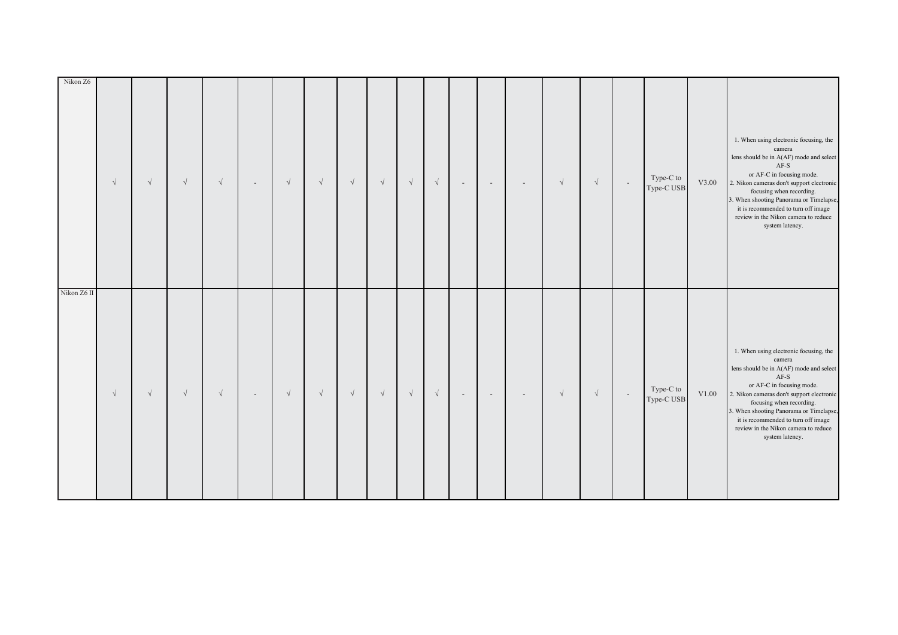| | | | | | | | | | | | | | | | | | | | | |
|---|---|---|---|---|---|---|---|---|---|---|---|---|---|---|---|---|---|---|---|---|
| Nikon Z6 | √ | √ | √ | √ | - | √ | √ | √ | √ | √ | √ | - | - | - | √ | √ | - | Type-C to Type-C USB | V3.00 | 1. When using electronic focusing, the camera lens should be in A(AF) mode and select AF-S or AF-C in focusing mode.<br>2. Nikon cameras don't support electronic focusing when recording.<br>3. When shooting Panorama or Timelapse, it is recommended to turn off image review in the Nikon camera to reduce system latency. |
| Nikon Z6 II | √ | √ | √ | √ | - | √ | √ | √ | √ | √ | √ | - | - | - | √ | √ | - | Type-C to Type-C USB | V1.00 | 1. When using electronic focusing, the camera lens should be in A(AF) mode and select AF-S or AF-C in focusing mode.<br>2. Nikon cameras don't support electronic focusing when recording.<br>3. When shooting Panorama or Timelapse, it is recommended to turn off image review in the Nikon camera to reduce system latency. |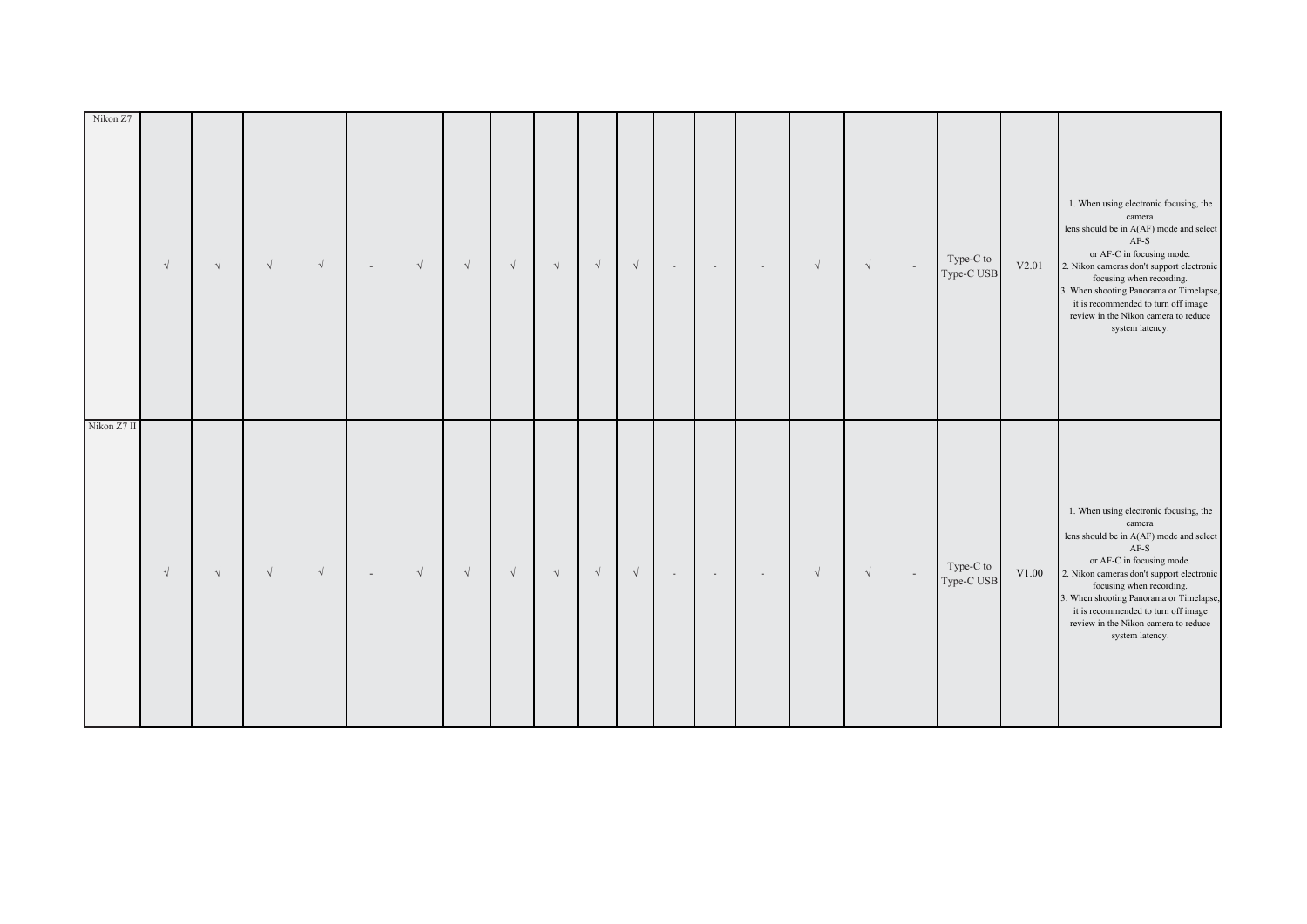| | | | | | | | | | | | | | | | | | | | | |
|---|---|---|---|---|---|---|---|---|---|---|---|---|---|---|---|---|---|---|---|---|
| Nikon Z7 | √ | √ | √ | √ | - | √ | √ | √ | √ | √ | √ | - | - | - | √ | √ | - | Type-C to Type-C USB | V2.01 | 1. When using electronic focusing, the camera lens should be in A(AF) mode and select AF-S or AF-C in focusing mode.<br>2. Nikon cameras don't support electronic focusing when recording.<br>3. When shooting Panorama or Timelapse, it is recommended to turn off image review in the Nikon camera to reduce system latency. |
| Nikon Z7 II | √ | √ | √ | √ | - | √ | √ | √ | √ | √ | √ | - | - | - | √ | √ | - | Type-C to Type-C USB | V1.00 | 1. When using electronic focusing, the camera lens should be in A(AF) mode and select AF-S or AF-C in focusing mode.<br>2. Nikon cameras don't support electronic focusing when recording.<br>3. When shooting Panorama or Timelapse, it is recommended to turn off image review in the Nikon camera to reduce system latency. |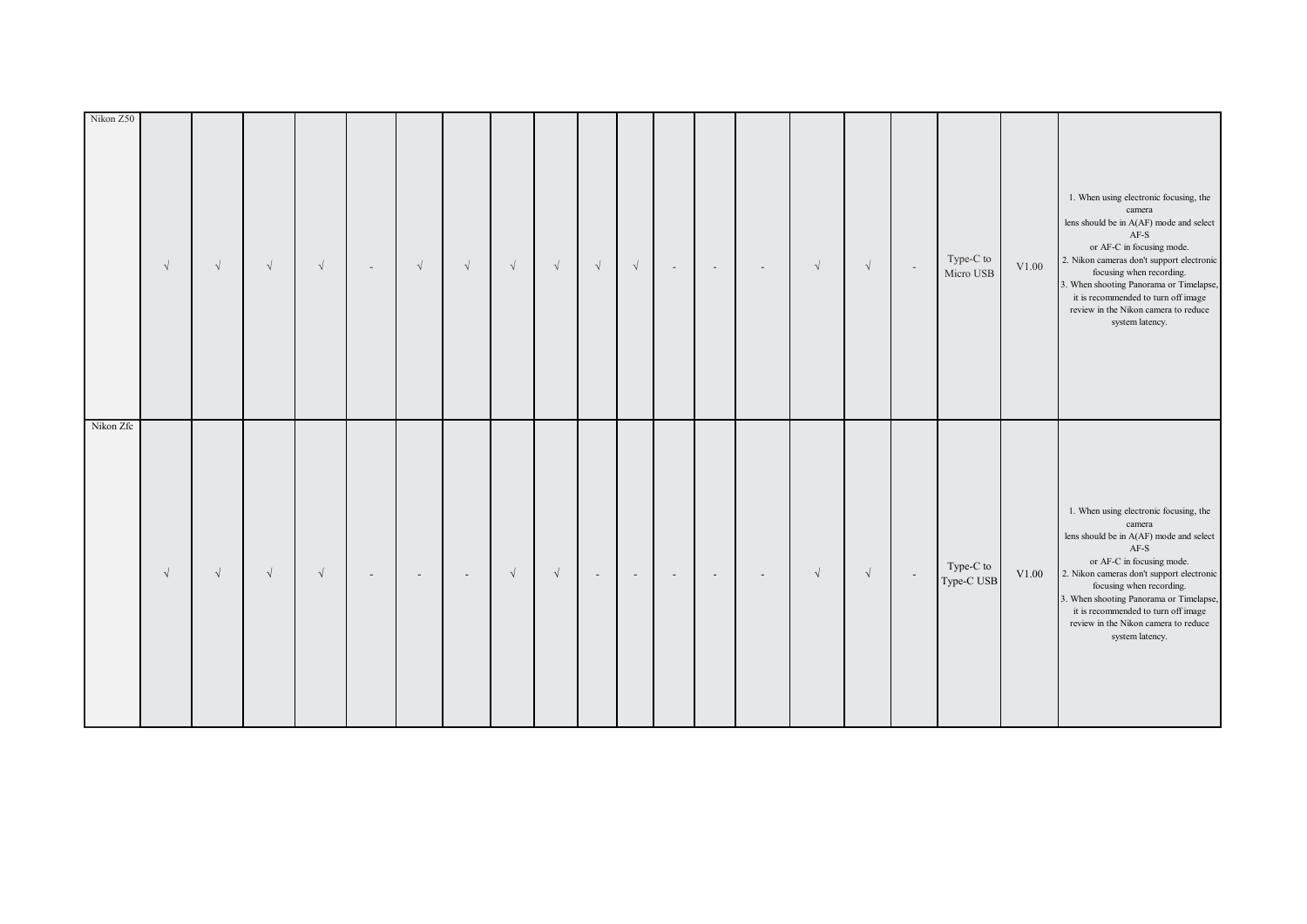| | | | | | | | | | | | | | | | | | | | | |
|---|---|---|---|---|---|---|---|---|---|---|---|---|---|---|---|---|---|---|---|---|
| Nikon Z50 | √ | √ | √ | √ | - | √ | √ | √ | √ | √ | √ | - | - | - | √ | √ | - | Type-C to Micro USB | V1.00 | 1. When using electronic focusing, the camera lens should be in A(AF) mode and select AF-S or AF-C in focusing mode.<br>2. Nikon cameras don't support electronic focusing when recording.<br>3. When shooting Panorama or Timelapse, it is recommended to turn off image review in the Nikon camera to reduce system latency. |
| Nikon Zfc | √ | √ | √ | √ | - | - | - | √ | √ | - | - | - | - | - | √ | √ | - | Type-C to Type-C USB | V1.00 | 1. When using electronic focusing, the camera lens should be in A(AF) mode and select AF-S or AF-C in focusing mode.<br>2. Nikon cameras don't support electronic focusing when recording.<br>3. When shooting Panorama or Timelapse, it is recommended to turn off image review in the Nikon camera to reduce system latency. |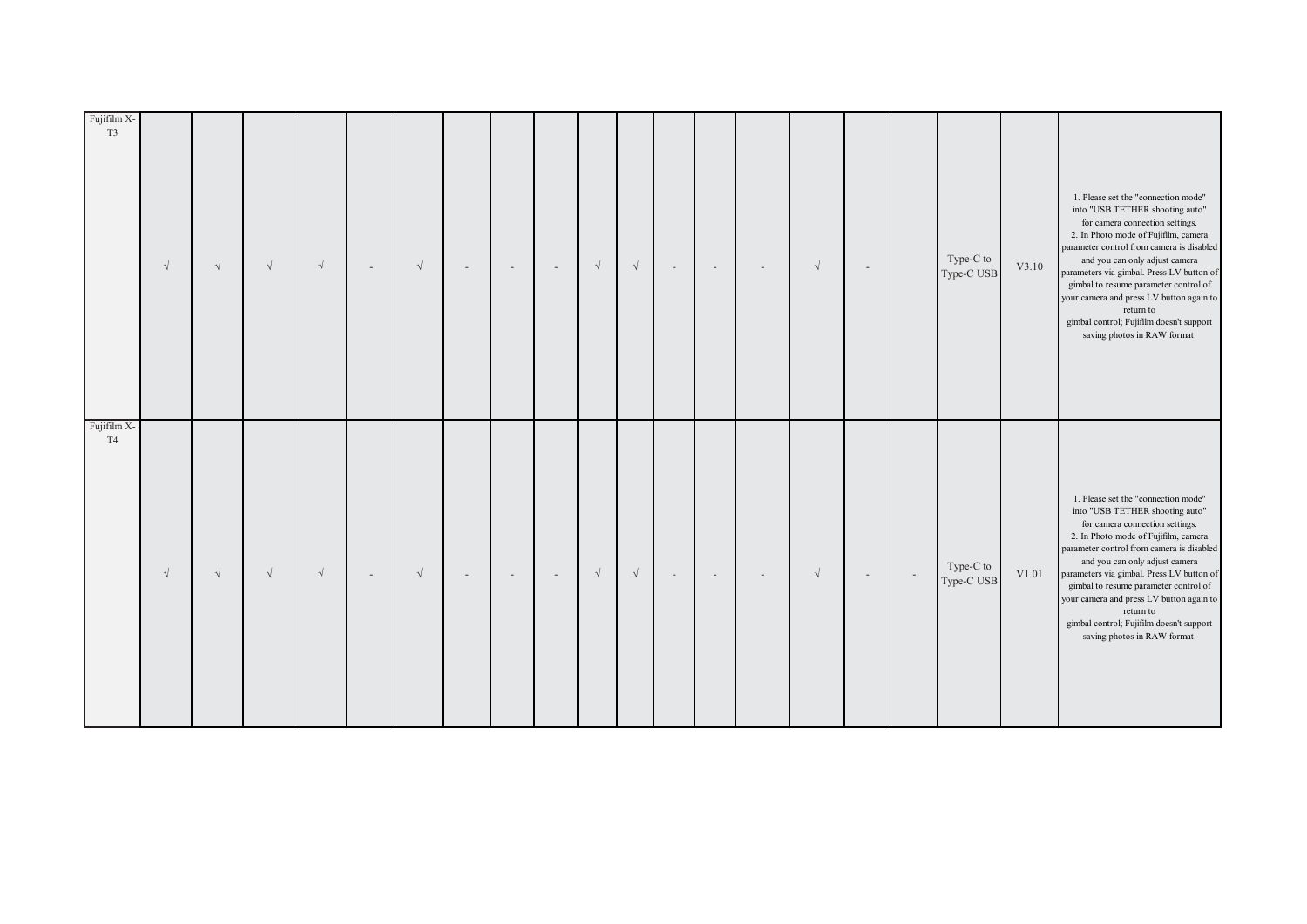| | | | | | | | | | | | | | | | | | | | | |
|---|---|---|---|---|---|---|---|---|---|---|---|---|---|---|---|---|---|---|---|---|
| Fujifilm X-T3 | √ | √ | √ | √ | - | √ | - | - | - | √ | √ | - | - | - | √ | - | | Type-C to Type-C USB | V3.10 | 1. Please set the "connection mode" into "USB TETHER shooting auto" for camera connection settings. 2. In Photo mode of Fujifilm, camera parameter control from camera is disabled and you can only adjust camera parameters via gimbal. Press LV button of gimbal to resume parameter control of your camera and press LV button again to return to gimbal control; Fujifilm doesn't support saving photos in RAW format. |
| Fujifilm X-T4 | √ | √ | √ | √ | - | √ | - | - | - | √ | √ | - | - | - | √ | - | - | Type-C to Type-C USB | V1.01 | 1. Please set the "connection mode" into "USB TETHER shooting auto" for camera connection settings. 2. In Photo mode of Fujifilm, camera parameter control from camera is disabled and you can only adjust camera parameters via gimbal. Press LV button of gimbal to resume parameter control of your camera and press LV button again to return to gimbal control; Fujifilm doesn't support saving photos in RAW format. |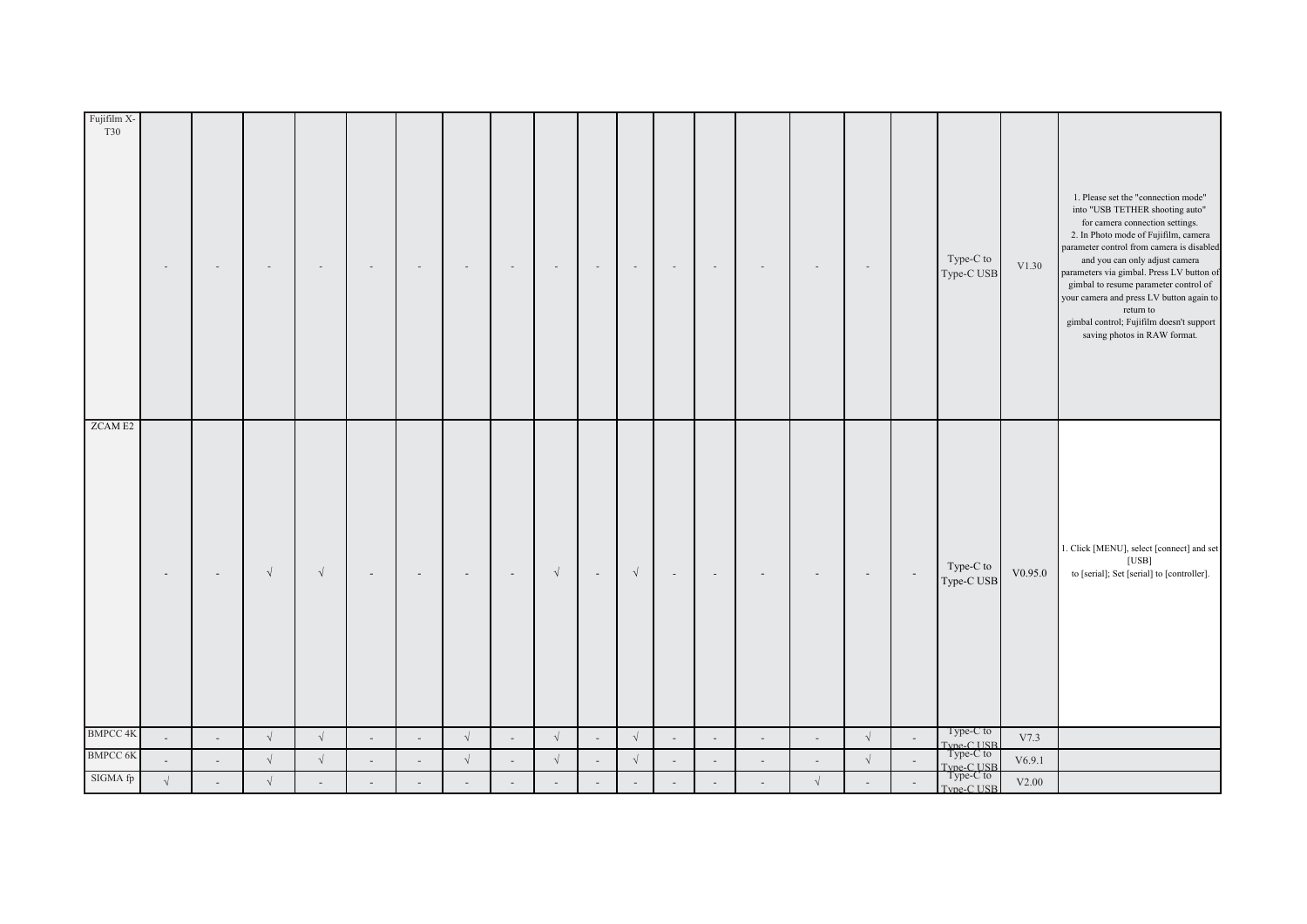| | | | | | | | | | | | | | | | | | | | | |
|---|---|---|---|---|---|---|---|---|---|---|---|---|---|---|---|---|---|---|---|---|
| Fujifilm X-T30 | - | - | - | - | - | - | - | - | - | - | - | - | - | - | - | - | | Type-C to Type-C USB | V1.30 | 1. Please set the "connection mode" into "USB TETHER shooting auto" for camera connection settings.<br>2. In Photo mode of Fujifilm, camera parameter control from camera is disabled and you can only adjust camera parameters via gimbal. Press LV button of gimbal to resume parameter control of your camera and press LV button again to return to gimbal control; Fujifilm doesn't support saving photos in RAW format. |
| ZCAM E2 | - | - | √ | √ | - | - | - | - | √ | - | √ | - | - | - | - | - | - | Type-C to Type-C USB | V0.95.0 | 1. Click [MENU], select [connect] and set [USB] to [serial]; Set [serial] to [controller]. |
| BMPCC 4K | - | - | √ | √ | - | - | √ | - | √ | - | √ | - | - | - | - | √ | - | Type-C to Type-C USB | V7.3 | |
| BMPCC 6K | - | - | √ | √ | - | - | √ | - | √ | - | √ | - | - | - | - | √ | - | Type-C to Type-C USB | V6.9.1 | |
| SIGMA fp | √ | - | √ | - | - | - | - | - | - | - | - | - | - | - | √ | - | - | Type-C to Type-C USB | V2.00 | |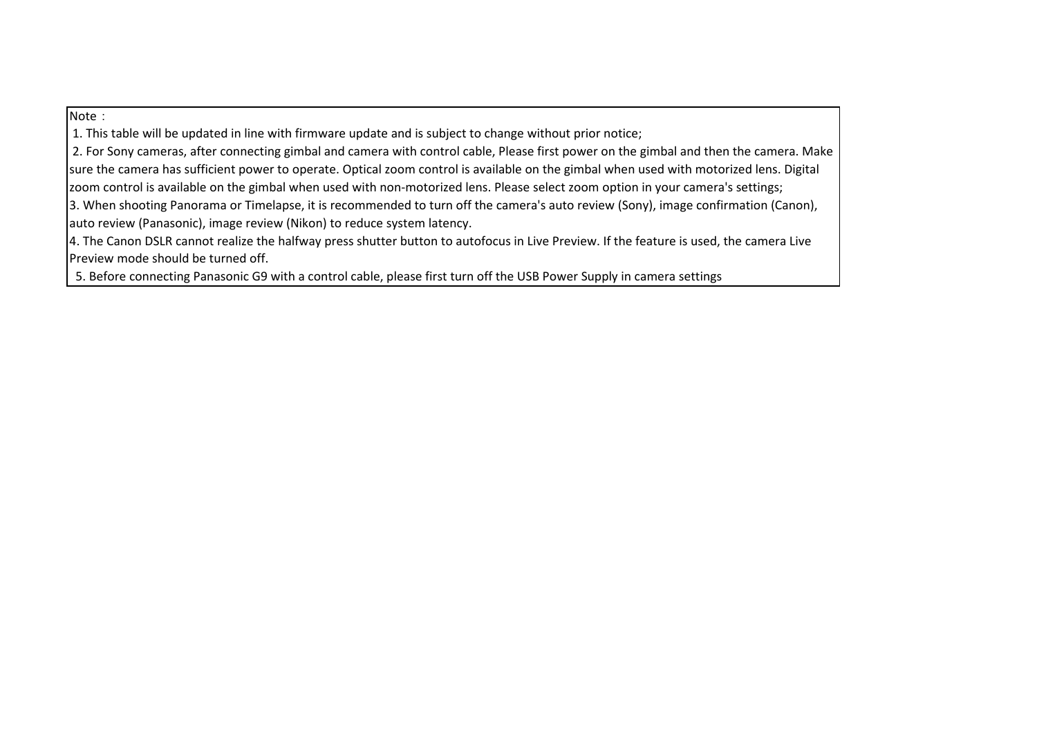Note：

1. This table will be updated in line with firmware update and is subject to change without prior notice;
2. For Sony cameras, after connecting gimbal and camera with control cable, Please first power on the gimbal and then the camera. Make sure the camera has sufficient power to operate. Optical zoom control is available on the gimbal when used with motorized lens. Digital zoom control is available on the gimbal when used with non-motorized lens. Please select zoom option in your camera's settings;
3. When shooting Panorama or Timelapse, it is recommended to turn off the camera's auto review (Sony), image confirmation (Canon), auto review (Panasonic), image review (Nikon) to reduce system latency.
4. The Canon DSLR cannot realize the halfway press shutter button to autofocus in Live Preview. If the feature is used, the camera Live Preview mode should be turned off.
5. Before connecting Panasonic G9 with a control cable, please first turn off the USB Power Supply in camera settings